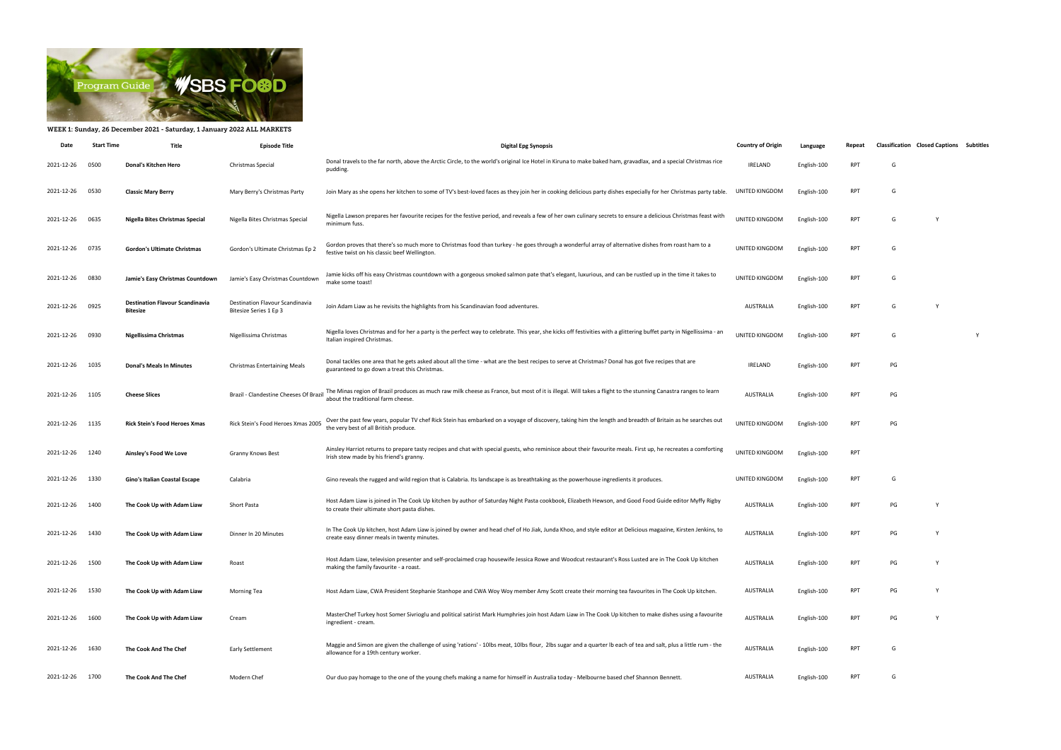Program Guide SBS FOOD

**WEEK 1: Sunday, 26 December 2021 - Saturday, 1 January 2022 ALL MARKETS**

| Date | Start Time | Title | Episode Title | Digital Epg Synopsis | Country of Origin | Language | Repeat | Classification | Closed Captions | Subtitles |
|---|---|---|---|---|---|---|---|---|---|---|
| 2021-12-26 | 0500 | **Donal's Kitchen Hero** | Christmas Special | Donal travels to the far north, above the Arctic Circle, to the world's original Ice Hotel in Kiruna to make baked ham, gravadlax, and a special Christmas rice pudding. | IRELAND | English-100 | RPT | G | | |
| 2021-12-26 | 0530 | **Classic Mary Berry** | Mary Berry's Christmas Party | Join Mary as she opens her kitchen to some of TV's best-loved faces as they join her in cooking delicious party dishes especially for her Christmas party table. | UNITED KINGDOM | English-100 | RPT | G | | |
| 2021-12-26 | 0635 | **Nigella Bites Christmas Special** | Nigella Bites Christmas Special | Nigella Lawson prepares her favourite recipes for the festive period, and reveals a few of her own culinary secrets to ensure a delicious Christmas feast with minimum fuss. | UNITED KINGDOM | English-100 | RPT | G | Y | |
| 2021-12-26 | 0735 | **Gordon's Ultimate Christmas** | Gordon's Ultimate Christmas Ep 2 | Gordon proves that there's so much more to Christmas food than turkey - he goes through a wonderful array of alternative dishes from roast ham to a festive twist on his classic beef Wellington. | UNITED KINGDOM | English-100 | RPT | G | | |
| 2021-12-26 | 0830 | **Jamie's Easy Christmas Countdown** | Jamie's Easy Christmas Countdown | Jamie kicks off his easy Christmas countdown with a gorgeous smoked salmon pate that's elegant, luxurious, and can be rustled up in the time it takes to make some toast! | UNITED KINGDOM | English-100 | RPT | G | | |
| 2021-12-26 | 0925 | **Destination Flavour Scandinavia Bitesize** | Destination Flavour Scandinavia Bitesize Series 1 Ep 3 | Join Adam Liaw as he revisits the highlights from his Scandinavian food adventures. | AUSTRALIA | English-100 | RPT | G | Y | |
| 2021-12-26 | 0930 | **Nigellissima Christmas** | Nigellissima Christmas | Nigella loves Christmas and for her a party is the perfect way to celebrate. This year, she kicks off festivities with a glittering buffet party in Nigellissima - an Italian inspired Christmas. | UNITED KINGDOM | English-100 | RPT | G | | Y |
| 2021-12-26 | 1035 | **Donal's Meals In Minutes** | Christmas Entertaining Meals | Donal tackles one area that he gets asked about all the time - what are the best recipes to serve at Christmas? Donal has got five recipes that are guaranteed to go down a treat this Christmas. | IRELAND | English-100 | RPT | PG | | |
| 2021-12-26 | 1105 | **Cheese Slices** | Brazil - Clandestine Cheeses Of Brazil | The Minas region of Brazil produces as much raw milk cheese as France, but most of it is illegal. Will takes a flight to the stunning Canastra ranges to learn about the traditional farm cheese. | AUSTRALIA | English-100 | RPT | PG | | |
| 2021-12-26 | 1135 | **Rick Stein's Food Heroes Xmas** | Rick Stein's Food Heroes Xmas 2005 | Over the past few years, popular TV chef Rick Stein has embarked on a voyage of discovery, taking him the length and breadth of Britain as he searches out the very best of all British produce. | UNITED KINGDOM | English-100 | RPT | PG | | |
| 2021-12-26 | 1240 | **Ainsley's Food We Love** | Granny Knows Best | Ainsley Harriot returns to prepare tasty recipes and chat with special guests, who reminisce about their favourite meals. First up, he recreates a comforting Irish stew made by his friend's granny. | UNITED KINGDOM | English-100 | RPT | | | |
| 2021-12-26 | 1330 | **Gino's Italian Coastal Escape** | Calabria | Gino reveals the rugged and wild region that is Calabria. Its landscape is as breathtaking as the powerhouse ingredients it produces. | UNITED KINGDOM | English-100 | RPT | G | | |
| 2021-12-26 | 1400 | **The Cook Up with Adam Liaw** | Short Pasta | Host Adam Liaw is joined in The Cook Up kitchen by author of Saturday Night Pasta cookbook, Elizabeth Hewson, and Good Food Guide editor Myffy Rigby to create their ultimate short pasta dishes. | AUSTRALIA | English-100 | RPT | PG | Y | |
| 2021-12-26 | 1430 | **The Cook Up with Adam Liaw** | Dinner In 20 Minutes | In The Cook Up kitchen, host Adam Liaw is joined by owner and head chef of Ho Jiak, Junda Khoo, and style editor at Delicious magazine, Kirsten Jenkins, to create easy dinner meals in twenty minutes. | AUSTRALIA | English-100 | RPT | PG | Y | |
| 2021-12-26 | 1500 | **The Cook Up with Adam Liaw** | Roast | Host Adam Liaw, television presenter and self-proclaimed crap housewife Jessica Rowe and Woodcut restaurant's Ross Lusted are in The Cook Up kitchen making the family favourite - a roast. | AUSTRALIA | English-100 | RPT | PG | Y | |
| 2021-12-26 | 1530 | **The Cook Up with Adam Liaw** | Morning Tea | Host Adam Liaw, CWA President Stephanie Stanhope and CWA Woy Woy member Amy Scott create their morning tea favourites in The Cook Up kitchen. | AUSTRALIA | English-100 | RPT | PG | Y | |
| 2021-12-26 | 1600 | **The Cook Up with Adam Liaw** | Cream | MasterChef Turkey host Somer Sivrioglu and political satirist Mark Humphries join host Adam Liaw in The Cook Up kitchen to make dishes using a favourite ingredient - cream. | AUSTRALIA | English-100 | RPT | PG | Y | |
| 2021-12-26 | 1630 | **The Cook And The Chef** | Early Settlement | Maggie and Simon are given the challenge of using 'rations' - 10lbs meat, 10lbs flour, 2lbs sugar and a quarter lb each of tea and salt, plus a little rum - the allowance for a 19th century worker. | AUSTRALIA | English-100 | RPT | G | | |
| 2021-12-26 | 1700 | **The Cook And The Chef** | Modern Chef | Our duo pay homage to the one of the young chefs making a name for himself in Australia today - Melbourne based chef Shannon Bennett. | AUSTRALIA | English-100 | RPT | G | | |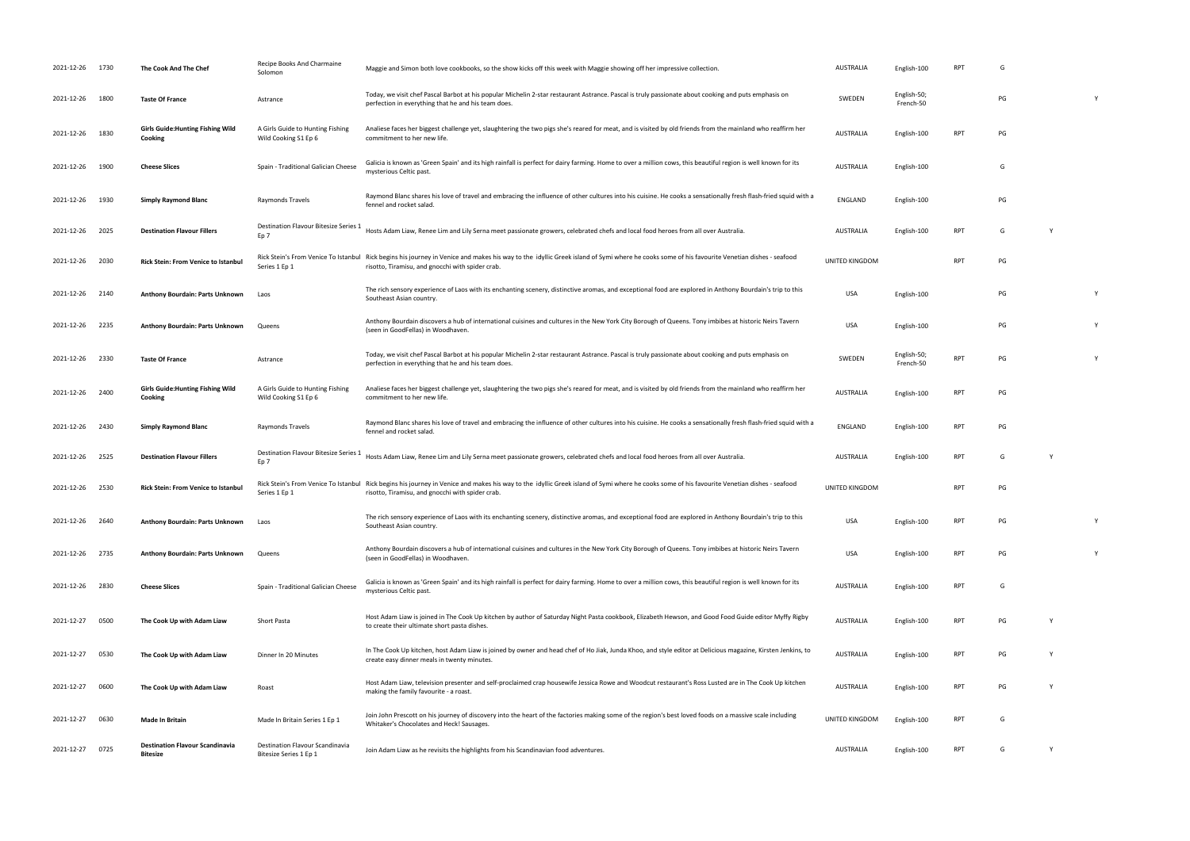| | | | | | | | | | | |
|---|---|---|---|---|---|---|---|---|---|---|
| 2021-12-26 | 1730 | **The Cook And The Chef** | Recipe Books And Charmaine Solomon | Maggie and Simon both love cookbooks, so the show kicks off this week with Maggie showing off her impressive collection. | AUSTRALIA | English-100 | RPT | G | | |
| 2021-12-26 | 1800 | **Taste Of France** | Astrance | Today, we visit chef Pascal Barbot at his popular Michelin 2-star restaurant Astrance. Pascal is truly passionate about cooking and puts emphasis on perfection in everything that he and his team does. | SWEDEN | English-50; French-50 | | PG | | Y |
| 2021-12-26 | 1830 | **Girls Guide:Hunting Fishing Wild Cooking** | A Girls Guide to Hunting Fishing Wild Cooking S1 Ep 6 | Analiese faces her biggest challenge yet, slaughtering the two pigs she's reared for meat, and is visited by old friends from the mainland who reaffirm her commitment to her new life. | AUSTRALIA | English-100 | RPT | PG | | |
| 2021-12-26 | 1900 | **Cheese Slices** | Spain - Traditional Galician Cheese | Galicia is known as 'Green Spain' and its high rainfall is perfect for dairy farming. Home to over a million cows, this beautiful region is well known for its mysterious Celtic past. | AUSTRALIA | English-100 | | G | | |
| 2021-12-26 | 1930 | **Simply Raymond Blanc** | Raymonds Travels | Raymond Blanc shares his love of travel and embracing the influence of other cultures into his cuisine. He cooks a sensationally fresh flash-fried squid with a fennel and rocket salad. | ENGLAND | English-100 | | PG | | |
| 2021-12-26 | 2025 | **Destination Flavour Fillers** | Destination Flavour Bitesize Series 1 Ep 7 | Hosts Adam Liaw, Renee Lim and Lily Serna meet passionate growers, celebrated chefs and local food heroes from all over Australia. | AUSTRALIA | English-100 | RPT | G | Y | |
| 2021-12-26 | 2030 | **Rick Stein: From Venice to Istanbul** | Rick Stein's From Venice To Istanbul Series 1 Ep 1 | Rick begins his journey in Venice and makes his way to the idyllic Greek island of Symi where he cooks some of his favourite Venetian dishes - seafood risotto, Tiramisu, and gnocchi with spider crab. | UNITED KINGDOM | | RPT | PG | | |
| 2021-12-26 | 2140 | **Anthony Bourdain: Parts Unknown** | Laos | The rich sensory experience of Laos with its enchanting scenery, distinctive aromas, and exceptional food are explored in Anthony Bourdain's trip to this Southeast Asian country. | USA | English-100 | | PG | | Y |
| 2021-12-26 | 2235 | **Anthony Bourdain: Parts Unknown** | Queens | Anthony Bourdain discovers a hub of international cuisines and cultures in the New York City Borough of Queens. Tony imbibes at historic Neirs Tavern (seen in GoodFellas) in Woodhaven. | USA | English-100 | | PG | | Y |
| 2021-12-26 | 2330 | **Taste Of France** | Astrance | Today, we visit chef Pascal Barbot at his popular Michelin 2-star restaurant Astrance. Pascal is truly passionate about cooking and puts emphasis on perfection in everything that he and his team does. | SWEDEN | English-50; French-50 | RPT | PG | | Y |
| 2021-12-26 | 2400 | **Girls Guide:Hunting Fishing Wild Cooking** | A Girls Guide to Hunting Fishing Wild Cooking S1 Ep 6 | Analiese faces her biggest challenge yet, slaughtering the two pigs she's reared for meat, and is visited by old friends from the mainland who reaffirm her commitment to her new life. | AUSTRALIA | English-100 | RPT | PG | | |
| 2021-12-26 | 2430 | **Simply Raymond Blanc** | Raymonds Travels | Raymond Blanc shares his love of travel and embracing the influence of other cultures into his cuisine. He cooks a sensationally fresh flash-fried squid with a fennel and rocket salad. | ENGLAND | English-100 | RPT | PG | | |
| 2021-12-26 | 2525 | **Destination Flavour Fillers** | Destination Flavour Bitesize Series 1 Ep 7 | Hosts Adam Liaw, Renee Lim and Lily Serna meet passionate growers, celebrated chefs and local food heroes from all over Australia. | AUSTRALIA | English-100 | RPT | G | Y | |
| 2021-12-26 | 2530 | **Rick Stein: From Venice to Istanbul** | Rick Stein's From Venice To Istanbul Series 1 Ep 1 | Rick begins his journey in Venice and makes his way to the idyllic Greek island of Symi where he cooks some of his favourite Venetian dishes - seafood risotto, Tiramisu, and gnocchi with spider crab. | UNITED KINGDOM | | RPT | PG | | |
| 2021-12-26 | 2640 | **Anthony Bourdain: Parts Unknown** | Laos | The rich sensory experience of Laos with its enchanting scenery, distinctive aromas, and exceptional food are explored in Anthony Bourdain's trip to this Southeast Asian country. | USA | English-100 | RPT | PG | | Y |
| 2021-12-26 | 2735 | **Anthony Bourdain: Parts Unknown** | Queens | Anthony Bourdain discovers a hub of international cuisines and cultures in the New York City Borough of Queens. Tony imbibes at historic Neirs Tavern (seen in GoodFellas) in Woodhaven. | USA | English-100 | RPT | PG | | Y |
| 2021-12-26 | 2830 | **Cheese Slices** | Spain - Traditional Galician Cheese | Galicia is known as 'Green Spain' and its high rainfall is perfect for dairy farming. Home to over a million cows, this beautiful region is well known for its mysterious Celtic past. | AUSTRALIA | English-100 | RPT | G | | |
| 2021-12-27 | 0500 | **The Cook Up with Adam Liaw** | Short Pasta | Host Adam Liaw is joined in The Cook Up kitchen by author of Saturday Night Pasta cookbook, Elizabeth Hewson, and Good Food Guide editor Myffy Rigby to create their ultimate short pasta dishes. | AUSTRALIA | English-100 | RPT | PG | Y | |
| 2021-12-27 | 0530 | **The Cook Up with Adam Liaw** | Dinner In 20 Minutes | In The Cook Up kitchen, host Adam Liaw is joined by owner and head chef of Ho Jiak, Junda Khoo, and style editor at Delicious magazine, Kirsten Jenkins, to create easy dinner meals in twenty minutes. | AUSTRALIA | English-100 | RPT | PG | Y | |
| 2021-12-27 | 0600 | **The Cook Up with Adam Liaw** | Roast | Host Adam Liaw, television presenter and self-proclaimed crap housewife Jessica Rowe and Woodcut restaurant's Ross Lusted are in The Cook Up kitchen making the family favourite - a roast. | AUSTRALIA | English-100 | RPT | PG | Y | |
| 2021-12-27 | 0630 | **Made In Britain** | Made In Britain Series 1 Ep 1 | Join John Prescott on his journey of discovery into the heart of the factories making some of the region's best loved foods on a massive scale including Whitaker's Chocolates and Heck! Sausages. | UNITED KINGDOM | English-100 | RPT | G | | |
| 2021-12-27 | 0725 | **Destination Flavour Scandinavia Bitesize** | Destination Flavour Scandinavia Bitesize Series 1 Ep 1 | Join Adam Liaw as he revisits the highlights from his Scandinavian food adventures. | AUSTRALIA | English-100 | RPT | G | Y | |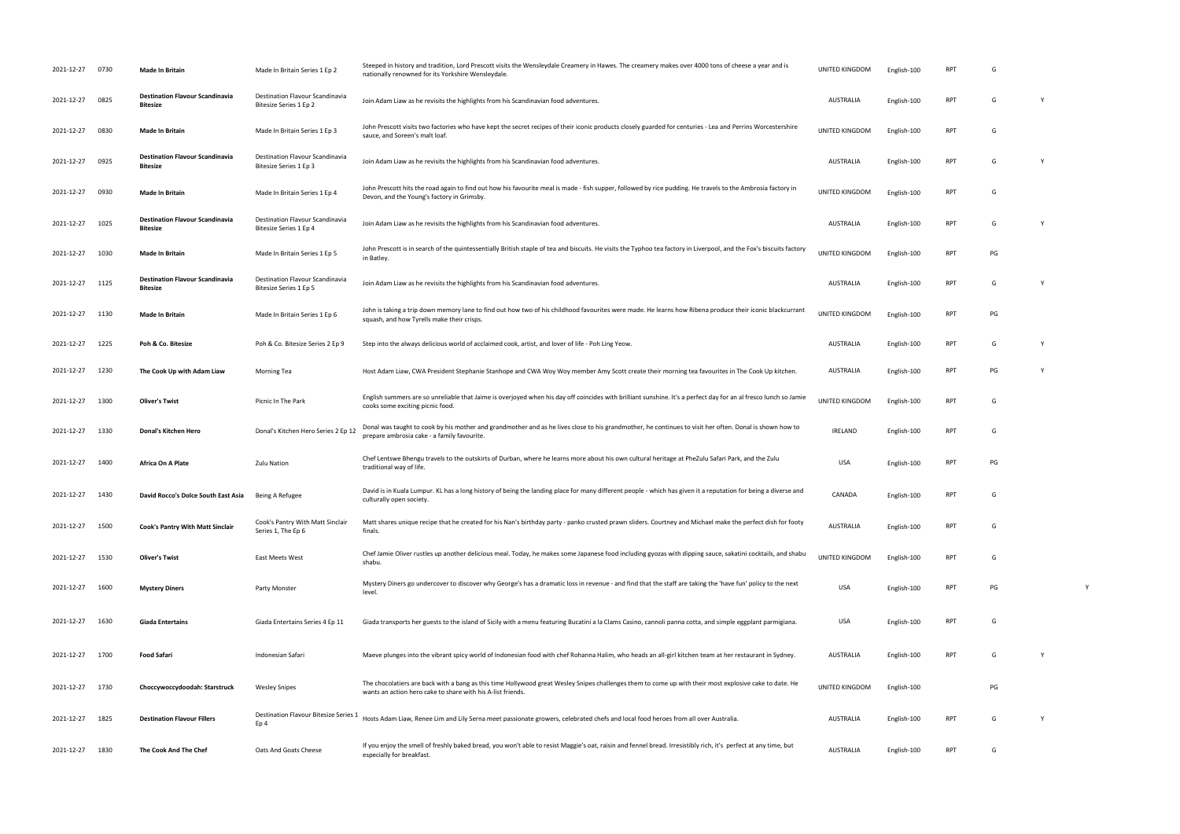| | | | | | | | | | | |
|---|---|---|---|---|---|---|---|---|---|---|
| 2021-12-27 | 0730 | **Made In Britain** | Made In Britain Series 1 Ep 2 | Steeped in history and tradition, Lord Prescott visits the Wensleydale Creamery in Hawes. The creamery makes over 4000 tons of cheese a year and is nationally renowned for its Yorkshire Wensleydale. | UNITED KINGDOM | English-100 | RPT | G | | |
| 2021-12-27 | 0825 | **Destination Flavour Scandinavia Bitesize** | Destination Flavour Scandinavia Bitesize Series 1 Ep 2 | Join Adam Liaw as he revisits the highlights from his Scandinavian food adventures. | AUSTRALIA | English-100 | RPT | G | Y | |
| 2021-12-27 | 0830 | **Made In Britain** | Made In Britain Series 1 Ep 3 | John Prescott visits two factories who have kept the secret recipes of their iconic products closely guarded for centuries - Lea and Perrins Worcestershire sauce, and Soreen's malt loaf. | UNITED KINGDOM | English-100 | RPT | G | | |
| 2021-12-27 | 0925 | **Destination Flavour Scandinavia Bitesize** | Destination Flavour Scandinavia Bitesize Series 1 Ep 3 | Join Adam Liaw as he revisits the highlights from his Scandinavian food adventures. | AUSTRALIA | English-100 | RPT | G | Y | |
| 2021-12-27 | 0930 | **Made In Britain** | Made In Britain Series 1 Ep 4 | John Prescott hits the road again to find out how his favourite meal is made - fish supper, followed by rice pudding. He travels to the Ambrosia factory in Devon, and the Young's factory in Grimsby. | UNITED KINGDOM | English-100 | RPT | G | | |
| 2021-12-27 | 1025 | **Destination Flavour Scandinavia Bitesize** | Destination Flavour Scandinavia Bitesize Series 1 Ep 4 | Join Adam Liaw as he revisits the highlights from his Scandinavian food adventures. | AUSTRALIA | English-100 | RPT | G | Y | |
| 2021-12-27 | 1030 | **Made In Britain** | Made In Britain Series 1 Ep 5 | John Prescott is in search of the quintessentially British staple of tea and biscuits. He visits the Typhoo tea factory in Liverpool, and the Fox's biscuits factory in Batley. | UNITED KINGDOM | English-100 | RPT | PG | | |
| 2021-12-27 | 1125 | **Destination Flavour Scandinavia Bitesize** | Destination Flavour Scandinavia Bitesize Series 1 Ep 5 | Join Adam Liaw as he revisits the highlights from his Scandinavian food adventures. | AUSTRALIA | English-100 | RPT | G | Y | |
| 2021-12-27 | 1130 | **Made In Britain** | Made In Britain Series 1 Ep 6 | John is taking a trip down memory lane to find out how two of his childhood favourites were made. He learns how Ribena produce their iconic blackcurrant squash, and how Tyrells make their crisps. | UNITED KINGDOM | English-100 | RPT | PG | | |
| 2021-12-27 | 1225 | **Poh & Co. Bitesize** | Poh & Co. Bitesize Series 2 Ep 9 | Step into the always delicious world of acclaimed cook, artist, and lover of life - Poh Ling Yeow. | AUSTRALIA | English-100 | RPT | G | Y | |
| 2021-12-27 | 1230 | **The Cook Up with Adam Liaw** | Morning Tea | Host Adam Liaw, CWA President Stephanie Stanhope and CWA Woy Woy member Amy Scott create their morning tea favourites in The Cook Up kitchen. | AUSTRALIA | English-100 | RPT | PG | Y | |
| 2021-12-27 | 1300 | **Oliver's Twist** | Picnic In The Park | English summers are so unreliable that Jaime is overjoyed when his day off coincides with brilliant sunshine. It's a perfect day for an al fresco lunch so Jamie cooks some exciting picnic food. | UNITED KINGDOM | English-100 | RPT | G | | |
| 2021-12-27 | 1330 | **Donal's Kitchen Hero** | Donal's Kitchen Hero Series 2 Ep 12 | Donal was taught to cook by his mother and grandmother and as he lives close to his grandmother, he continues to visit her often. Donal is shown how to prepare ambrosia cake - a family favourite. | IRELAND | English-100 | RPT | G | | |
| 2021-12-27 | 1400 | **Africa On A Plate** | Zulu Nation | Chef Lentswe Bhengu travels to the outskirts of Durban, where he learns more about his own cultural heritage at PheZulu Safari Park, and the Zulu traditional way of life. | USA | English-100 | RPT | PG | | |
| 2021-12-27 | 1430 | **David Rocco's Dolce South East Asia** | Being A Refugee | David is in Kuala Lumpur. KL has a long history of being the landing place for many different people - which has given it a reputation for being a diverse and culturally open society. | CANADA | English-100 | RPT | G | | |
| 2021-12-27 | 1500 | **Cook's Pantry With Matt Sinclair** | Cook's Pantry With Matt Sinclair Series 1, The Ep 6 | Matt shares unique recipe that he created for his Nan's birthday party - panko crusted prawn sliders. Courtney and Michael make the perfect dish for footy finals. | AUSTRALIA | English-100 | RPT | G | | |
| 2021-12-27 | 1530 | **Oliver's Twist** | East Meets West | Chef Jamie Oliver rustles up another delicious meal. Today, he makes some Japanese food including gyozas with dipping sauce, sakatini cocktails, and shabu shabu. | UNITED KINGDOM | English-100 | RPT | G | | |
| 2021-12-27 | 1600 | **Mystery Diners** | Party Monster | Mystery Diners go undercover to discover why George's has a dramatic loss in revenue - and find that the staff are taking the 'have fun' policy to the next level. | USA | English-100 | RPT | PG | | Y |
| 2021-12-27 | 1630 | **Giada Entertains** | Giada Entertains Series 4 Ep 11 | Giada transports her guests to the island of Sicily with a menu featuring Bucatini a la Clams Casino, cannoli panna cotta, and simple eggplant parmigiana. | USA | English-100 | RPT | G | | |
| 2021-12-27 | 1700 | **Food Safari** | Indonesian Safari | Maeve plunges into the vibrant spicy world of Indonesian food with chef Rohanna Halim, who heads an all-girl kitchen team at her restaurant in Sydney. | AUSTRALIA | English-100 | RPT | G | Y | |
| 2021-12-27 | 1730 | **Choccywoccydoodah: Starstruck** | Wesley Snipes | The chocolatiers are back with a bang as this time Hollywood great Wesley Snipes challenges them to come up with their most explosive cake to date. He wants an action hero cake to share with his A-list friends. | UNITED KINGDOM | English-100 | | PG | | |
| 2021-12-27 | 1825 | **Destination Flavour Fillers** | Destination Flavour Bitesize Series 1 Ep 4 | Hosts Adam Liaw, Renee Lim and Lily Serna meet passionate growers, celebrated chefs and local food heroes from all over Australia. | AUSTRALIA | English-100 | RPT | G | Y | |
| 2021-12-27 | 1830 | **The Cook And The Chef** | Oats And Goats Cheese | If you enjoy the smell of freshly baked bread, you won't able to resist Maggie's oat, raisin and fennel bread. Irresistibly rich, it's perfect at any time, but especially for breakfast. | AUSTRALIA | English-100 | RPT | G | | |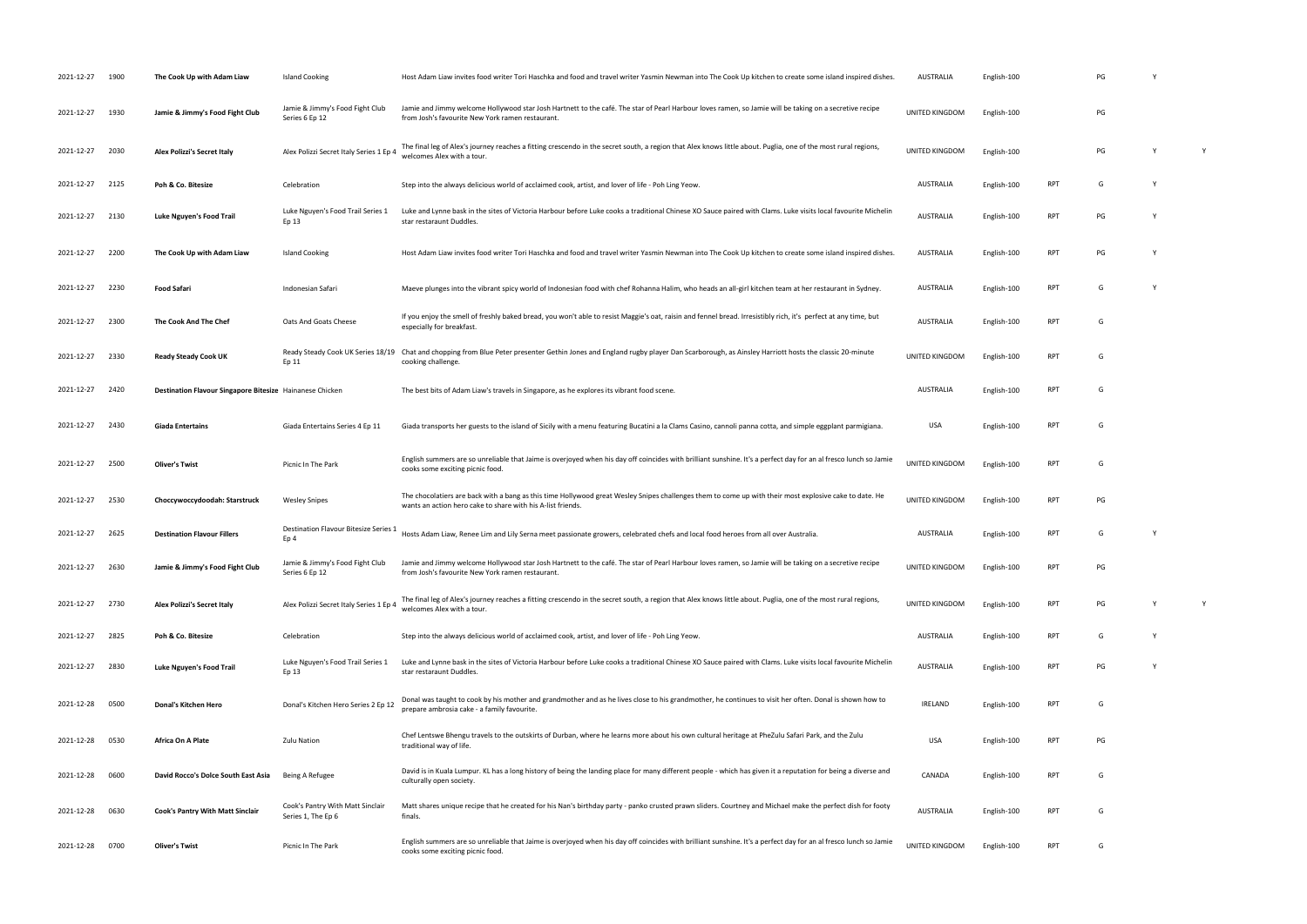| | | | | | | | | | | |
|---|---|---|---|---|---|---|---|---|---|---|
| 2021-12-27 | 1900 | **The Cook Up with Adam Liaw** | Island Cooking | Host Adam Liaw invites food writer Tori Haschka and food and travel writer Yasmin Newman into The Cook Up kitchen to create some island inspired dishes. | AUSTRALIA | English-100 | | PG | Y | |
| 2021-12-27 | 1930 | **Jamie & Jimmy's Food Fight Club** | Jamie & Jimmy's Food Fight Club Series 6 Ep 12 | Jamie and Jimmy welcome Hollywood star Josh Hartnett to the café. The star of Pearl Harbour loves ramen, so Jamie will be taking on a secretive recipe from Josh's favourite New York ramen restaurant. | UNITED KINGDOM | English-100 | | PG | | |
| 2021-12-27 | 2030 | **Alex Polizzi's Secret Italy** | Alex Polizzi Secret Italy Series 1 Ep 4 | The final leg of Alex's journey reaches a fitting crescendo in the secret south, a region that Alex knows little about. Puglia, one of the most rural regions, welcomes Alex with a tour. | UNITED KINGDOM | English-100 | | PG | Y | Y |
| 2021-12-27 | 2125 | **Poh & Co. Bitesize** | Celebration | Step into the always delicious world of acclaimed cook, artist, and lover of life - Poh Ling Yeow. | AUSTRALIA | English-100 | RPT | G | Y | |
| 2021-12-27 | 2130 | **Luke Nguyen's Food Trail** | Luke Nguyen's Food Trail Series 1 Ep 13 | Luke and Lynne bask in the sites of Victoria Harbour before Luke cooks a traditional Chinese XO Sauce paired with Clams. Luke visits local favourite Michelin star restaraunt Duddles. | AUSTRALIA | English-100 | RPT | PG | Y | |
| 2021-12-27 | 2200 | **The Cook Up with Adam Liaw** | Island Cooking | Host Adam Liaw invites food writer Tori Haschka and food and travel writer Yasmin Newman into The Cook Up kitchen to create some island inspired dishes. | AUSTRALIA | English-100 | RPT | PG | Y | |
| 2021-12-27 | 2230 | **Food Safari** | Indonesian Safari | Maeve plunges into the vibrant spicy world of Indonesian food with chef Rohanna Halim, who heads an all-girl kitchen team at her restaurant in Sydney. | AUSTRALIA | English-100 | RPT | G | Y | |
| 2021-12-27 | 2300 | **The Cook And The Chef** | Oats And Goats Cheese | If you enjoy the smell of freshly baked bread, you won't able to resist Maggie's oat, raisin and fennel bread. Irresistibly rich, it's perfect at any time, but especially for breakfast. | AUSTRALIA | English-100 | RPT | G | | |
| 2021-12-27 | 2330 | **Ready Steady Cook UK** | Ready Steady Cook UK Series 18/19 Ep 11 | Chat and chopping from Blue Peter presenter Gethin Jones and England rugby player Dan Scarborough, as Ainsley Harriott hosts the classic 20-minute cooking challenge. | UNITED KINGDOM | English-100 | RPT | G | | |
| 2021-12-27 | 2420 | **Destination Flavour Singapore Bitesize** | Hainanese Chicken | The best bits of Adam Liaw's travels in Singapore, as he explores its vibrant food scene. | AUSTRALIA | English-100 | RPT | G | | |
| 2021-12-27 | 2430 | **Giada Entertains** | Giada Entertains Series 4 Ep 11 | Giada transports her guests to the island of Sicily with a menu featuring Bucatini a la Clams Casino, cannoli panna cotta, and simple eggplant parmigiana. | USA | English-100 | RPT | G | | |
| 2021-12-27 | 2500 | **Oliver's Twist** | Picnic In The Park | English summers are so unreliable that Jaime is overjoyed when his day off coincides with brilliant sunshine. It's a perfect day for an al fresco lunch so Jamie cooks some exciting picnic food. | UNITED KINGDOM | English-100 | RPT | G | | |
| 2021-12-27 | 2530 | **Choccywoccydoodah: Starstruck** | Wesley Snipes | The chocolatiers are back with a bang as this time Hollywood great Wesley Snipes challenges them to come up with their most explosive cake to date. He wants an action hero cake to share with his A-list friends. | UNITED KINGDOM | English-100 | RPT | PG | | |
| 2021-12-27 | 2625 | **Destination Flavour Fillers** | Destination Flavour Bitesize Series 1 Ep 4 | Hosts Adam Liaw, Renee Lim and Lily Serna meet passionate growers, celebrated chefs and local food heroes from all over Australia. | AUSTRALIA | English-100 | RPT | G | Y | |
| 2021-12-27 | 2630 | **Jamie & Jimmy's Food Fight Club** | Jamie & Jimmy's Food Fight Club Series 6 Ep 12 | Jamie and Jimmy welcome Hollywood star Josh Hartnett to the café. The star of Pearl Harbour loves ramen, so Jamie will be taking on a secretive recipe from Josh's favourite New York ramen restaurant. | UNITED KINGDOM | English-100 | RPT | PG | | |
| 2021-12-27 | 2730 | **Alex Polizzi's Secret Italy** | Alex Polizzi Secret Italy Series 1 Ep 4 | The final leg of Alex's journey reaches a fitting crescendo in the secret south, a region that Alex knows little about. Puglia, one of the most rural regions, welcomes Alex with a tour. | UNITED KINGDOM | English-100 | RPT | PG | Y | Y |
| 2021-12-27 | 2825 | **Poh & Co. Bitesize** | Celebration | Step into the always delicious world of acclaimed cook, artist, and lover of life - Poh Ling Yeow. | AUSTRALIA | English-100 | RPT | G | Y | |
| 2021-12-27 | 2830 | **Luke Nguyen's Food Trail** | Luke Nguyen's Food Trail Series 1 Ep 13 | Luke and Lynne bask in the sites of Victoria Harbour before Luke cooks a traditional Chinese XO Sauce paired with Clams. Luke visits local favourite Michelin star restaraunt Duddles. | AUSTRALIA | English-100 | RPT | PG | Y | |
| 2021-12-28 | 0500 | **Donal's Kitchen Hero** | Donal's Kitchen Hero Series 2 Ep 12 | Donal was taught to cook by his mother and grandmother and as he lives close to his grandmother, he continues to visit her often. Donal is shown how to prepare ambrosia cake - a family favourite. | IRELAND | English-100 | RPT | G | | |
| 2021-12-28 | 0530 | **Africa On A Plate** | Zulu Nation | Chef Lentswe Bhengu travels to the outskirts of Durban, where he learns more about his own cultural heritage at PheZulu Safari Park, and the Zulu traditional way of life. | USA | English-100 | RPT | PG | | |
| 2021-12-28 | 0600 | **David Rocco's Dolce South East Asia** | Being A Refugee | David is in Kuala Lumpur. KL has a long history of being the landing place for many different people - which has given it a reputation for being a diverse and culturally open society. | CANADA | English-100 | RPT | G | | |
| 2021-12-28 | 0630 | **Cook's Pantry With Matt Sinclair** | Cook's Pantry With Matt Sinclair Series 1, The Ep 6 | Matt shares unique recipe that he created for his Nan's birthday party - panko crusted prawn sliders. Courtney and Michael make the perfect dish for footy finals. | AUSTRALIA | English-100 | RPT | G | | |
| 2021-12-28 | 0700 | **Oliver's Twist** | Picnic In The Park | English summers are so unreliable that Jaime is overjoyed when his day off coincides with brilliant sunshine. It's a perfect day for an al fresco lunch so Jamie cooks some exciting picnic food. | UNITED KINGDOM | English-100 | RPT | G | | |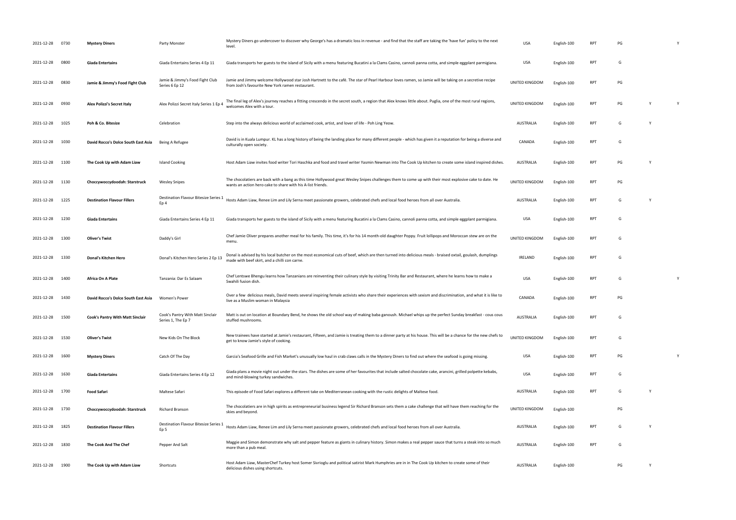| 2021-12-28 | 0730 | **Mystery Diners** | Party Monster | Mystery Diners go undercover to discover why George's has a dramatic loss in revenue - and find that the staff are taking the 'have fun' policy to the next level. | USA | English-100 | RPT | PG | | Y |
|---|---|---|---|---|---|---|---|---|---|---|
| 2021-12-28 | 0800 | **Giada Entertains** | Giada Entertains Series 4 Ep 11 | Giada transports her guests to the island of Sicily with a menu featuring Bucatini a la Clams Casino, cannoli panna cotta, and simple eggplant parmigiana. | USA | English-100 | RPT | G | | |
| 2021-12-28 | 0830 | **Jamie & Jimmy's Food Fight Club** | Jamie & Jimmy's Food Fight Club Series 6 Ep 12 | Jamie and Jimmy welcome Hollywood star Josh Hartnett to the café. The star of Pearl Harbour loves ramen, so Jamie will be taking on a secretive recipe from Josh's favourite New York ramen restaurant. | UNITED KINGDOM | English-100 | RPT | PG | | |
| 2021-12-28 | 0930 | **Alex Polizzi's Secret Italy** | Alex Polizzi Secret Italy Series 1 Ep 4 | The final leg of Alex's journey reaches a fitting crescendo in the secret south, a region that Alex knows little about. Puglia, one of the most rural regions, welcomes Alex with a tour. | UNITED KINGDOM | English-100 | RPT | PG | Y | Y |
| 2021-12-28 | 1025 | **Poh & Co. Bitesize** | Celebration | Step into the always delicious world of acclaimed cook, artist, and lover of life - Poh Ling Yeow. | AUSTRALIA | English-100 | RPT | G | Y | |
| 2021-12-28 | 1030 | **David Rocco's Dolce South East Asia** | Being A Refugee | David is in Kuala Lumpur. KL has a long history of being the landing place for many different people - which has given it a reputation for being a diverse and culturally open society. | CANADA | English-100 | RPT | G | | |
| 2021-12-28 | 1100 | **The Cook Up with Adam Liaw** | Island Cooking | Host Adam Liaw invites food writer Tori Haschka and food and travel writer Yasmin Newman into The Cook Up kitchen to create some island inspired dishes. | AUSTRALIA | English-100 | RPT | PG | Y | |
| 2021-12-28 | 1130 | **Choccywoccydoodah: Starstruck** | Wesley Snipes | The chocolatiers are back with a bang as this time Hollywood great Wesley Snipes challenges them to come up with their most explosive cake to date. He wants an action hero cake to share with his A-list friends. | UNITED KINGDOM | English-100 | RPT | PG | | |
| 2021-12-28 | 1225 | **Destination Flavour Fillers** | Destination Flavour Bitesize Series 1 Ep 4 | Hosts Adam Liaw, Renee Lim and Lily Serna meet passionate growers, celebrated chefs and local food heroes from all over Australia. | AUSTRALIA | English-100 | RPT | G | Y | |
| 2021-12-28 | 1230 | **Giada Entertains** | Giada Entertains Series 4 Ep 11 | Giada transports her guests to the island of Sicily with a menu featuring Bucatini a la Clams Casino, cannoli panna cotta, and simple eggplant parmigiana. | USA | English-100 | RPT | G | | |
| 2021-12-28 | 1300 | **Oliver's Twist** | Daddy's Girl | Chef Jamie Oliver prepares another meal for his family. This time, it's for his 14 month-old daughter Poppy. Fruit lollipops and Moroccan stew are on the menu. | UNITED KINGDOM | English-100 | RPT | G | | |
| 2021-12-28 | 1330 | **Donal's Kitchen Hero** | Donal's Kitchen Hero Series 2 Ep 13 | Donal is advised by his local butcher on the most economical cuts of beef, which are then turned into delicious meals - braised oxtail, goulash, dumplings made with beef skirt, and a chilli con carne. | IRELAND | English-100 | RPT | G | | |
| 2021-12-28 | 1400 | **Africa On A Plate** | Tanzania: Dar Es Salaam | Chef Lentswe Bhengu learns how Tanzanians are reinventing their culinary style by visiting Trinity Bar and Restaurant, where he learns how to make a Swahili fusion dish. | USA | English-100 | RPT | G | | Y |
| 2021-12-28 | 1430 | **David Rocco's Dolce South East Asia** | Women's Power | Over a few delicious meals, David meets several inspiring female activists who share their experiences with sexism and discrimination, and what it is like to live as a Muslim woman in Malaysia | CANADA | English-100 | RPT | PG | | |
| 2021-12-28 | 1500 | **Cook's Pantry With Matt Sinclair** | Cook's Pantry With Matt Sinclair Series 1, The Ep 7 | Matt is out on location at Boundary Bend, he shows the old school way of making baba ganoush. Michael whips up the perfect Sunday breakfast - cous cous stuffed mushrooms. | AUSTRALIA | English-100 | RPT | G | | |
| 2021-12-28 | 1530 | **Oliver's Twist** | New Kids On The Block | New trainees have started at Jamie's restaurant, Fifteen, and Jamie is treating them to a dinner party at his house. This will be a chance for the new chefs to get to know Jamie's style of cooking. | UNITED KINGDOM | English-100 | RPT | G | | |
| 2021-12-28 | 1600 | **Mystery Diners** | Catch Of The Day | Garcia's Seafood Grille and Fish Market's unusually low haul in crab claws calls in the Mystery Diners to find out where the seafood is going missing. | USA | English-100 | RPT | PG | | Y |
| 2021-12-28 | 1630 | **Giada Entertains** | Giada Entertains Series 4 Ep 12 | Giada plans a movie night out under the stars. The dishes are some of her favourites that include salted chocolate cake, arancini, grilled polpette kebabs, and mind-blowing turkey sandwiches. | USA | English-100 | RPT | G | | |
| 2021-12-28 | 1700 | **Food Safari** | Maltese Safari | This episode of Food Safari explores a different take on Mediterranean cooking with the rustic delights of Maltese food. | AUSTRALIA | English-100 | RPT | G | Y | |
| 2021-12-28 | 1730 | **Choccywoccydoodah: Starstruck** | Richard Branson | The chocolatiers are in high spirits as entrepreneurial business legend Sir Richard Branson sets them a cake challenge that will have them reaching for the skies and beyond. | UNITED KINGDOM | English-100 | | PG | | |
| 2021-12-28 | 1825 | **Destination Flavour Fillers** | Destination Flavour Bitesize Series 1 Ep 5 | Hosts Adam Liaw, Renee Lim and Lily Serna meet passionate growers, celebrated chefs and local food heroes from all over Australia. | AUSTRALIA | English-100 | RPT | G | Y | |
| 2021-12-28 | 1830 | **The Cook And The Chef** | Pepper And Salt | Maggie and Simon demonstrate why salt and pepper feature as giants in culinary history. Simon makes a real pepper sauce that turns a steak into so much more than a pub meal. | AUSTRALIA | English-100 | RPT | G | | |
| 2021-12-28 | 1900 | **The Cook Up with Adam Liaw** | Shortcuts | Host Adam Liaw, MasterChef Turkey host Somer Sivrioglu and political satirist Mark Humphries are in in The Cook Up kitchen to create some of their delicious dishes using shortcuts. | AUSTRALIA | English-100 | | PG | Y | |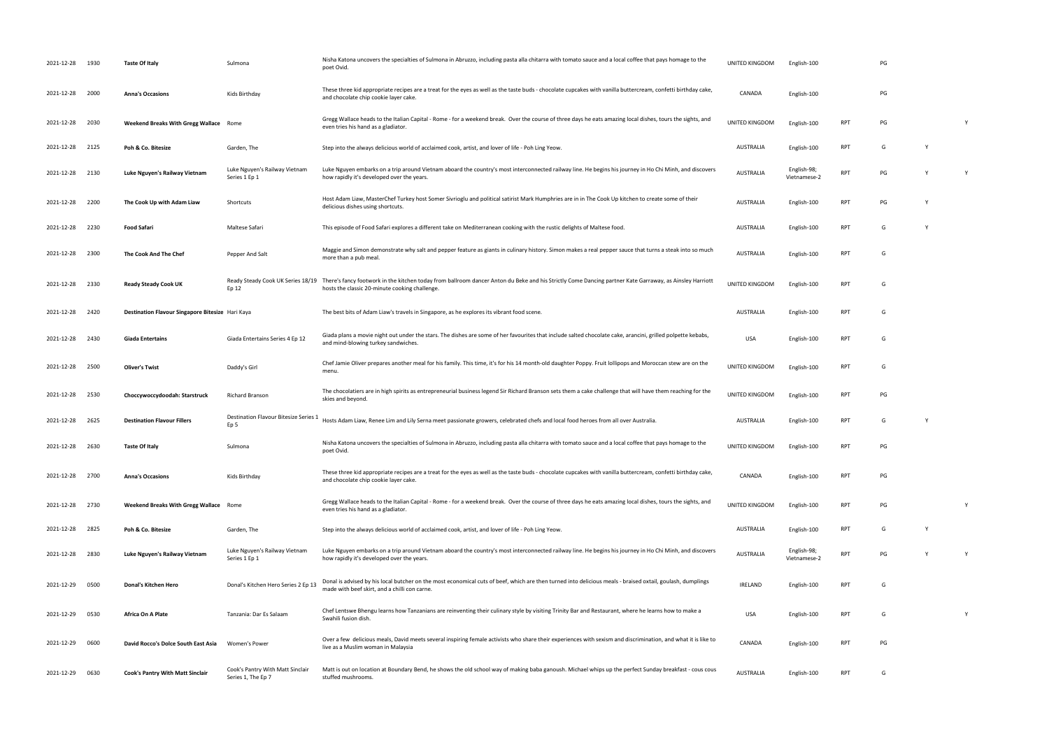| | | | | | | | | | | |
|---|---|---|---|---|---|---|---|---|---|---|
| 2021-12-28 | 1930 | **Taste Of Italy** | Sulmona | Nisha Katona uncovers the specialties of Sulmona in Abruzzo, including pasta alla chitarra with tomato sauce and a local coffee that pays homage to the poet Ovid. | UNITED KINGDOM | English-100 | | PG | | |
| 2021-12-28 | 2000 | **Anna's Occasions** | Kids Birthday | These three kid appropriate recipes are a treat for the eyes as well as the taste buds - chocolate cupcakes with vanilla buttercream, confetti birthday cake, and chocolate chip cookie layer cake. | CANADA | English-100 | | PG | | |
| 2021-12-28 | 2030 | **Weekend Breaks With Gregg Wallace** | Rome | Gregg Wallace heads to the Italian Capital - Rome - for a weekend break. Over the course of three days he eats amazing local dishes, tours the sights, and even tries his hand as a gladiator. | UNITED KINGDOM | English-100 | RPT | PG | | Y |
| 2021-12-28 | 2125 | **Poh & Co. Bitesize** | Garden, The | Step into the always delicious world of acclaimed cook, artist, and lover of life - Poh Ling Yeow. | AUSTRALIA | English-100 | RPT | G | Y | |
| 2021-12-28 | 2130 | **Luke Nguyen's Railway Vietnam** | Luke Nguyen's Railway Vietnam Series 1 Ep 1 | Luke Nguyen embarks on a trip around Vietnam aboard the country's most interconnected railway line. He begins his journey in Ho Chi Minh, and discovers how rapidly it's developed over the years. | AUSTRALIA | English-98; Vietnamese-2 | RPT | PG | Y | Y |
| 2021-12-28 | 2200 | **The Cook Up with Adam Liaw** | Shortcuts | Host Adam Liaw, MasterChef Turkey host Somer Sivrioglu and political satirist Mark Humphries are in in The Cook Up kitchen to create some of their delicious dishes using shortcuts. | AUSTRALIA | English-100 | RPT | PG | Y | |
| 2021-12-28 | 2230 | **Food Safari** | Maltese Safari | This episode of Food Safari explores a different take on Mediterranean cooking with the rustic delights of Maltese food. | AUSTRALIA | English-100 | RPT | G | Y | |
| 2021-12-28 | 2300 | **The Cook And The Chef** | Pepper And Salt | Maggie and Simon demonstrate why salt and pepper feature as giants in culinary history. Simon makes a real pepper sauce that turns a steak into so much more than a pub meal. | AUSTRALIA | English-100 | RPT | G | | |
| 2021-12-28 | 2330 | **Ready Steady Cook UK** | Ready Steady Cook UK Series 18/19 Ep 12 | There's fancy footwork in the kitchen today from ballroom dancer Anton du Beke and his Strictly Come Dancing partner Kate Garraway, as Ainsley Harriott hosts the classic 20-minute cooking challenge. | UNITED KINGDOM | English-100 | RPT | G | | |
| 2021-12-28 | 2420 | **Destination Flavour Singapore Bitesize** | Hari Kaya | The best bits of Adam Liaw's travels in Singapore, as he explores its vibrant food scene. | AUSTRALIA | English-100 | RPT | G | | |
| 2021-12-28 | 2430 | **Giada Entertains** | Giada Entertains Series 4 Ep 12 | Giada plans a movie night out under the stars. The dishes are some of her favourites that include salted chocolate cake, arancini, grilled polpette kebabs, and mind-blowing turkey sandwiches. | USA | English-100 | RPT | G | | |
| 2021-12-28 | 2500 | **Oliver's Twist** | Daddy's Girl | Chef Jamie Oliver prepares another meal for his family. This time, it's for his 14 month-old daughter Poppy. Fruit lollipops and Moroccan stew are on the menu. | UNITED KINGDOM | English-100 | RPT | G | | |
| 2021-12-28 | 2530 | **Choccywoccydoodah: Starstruck** | Richard Branson | The chocolatiers are in high spirits as entrepreneurial business legend Sir Richard Branson sets them a cake challenge that will have them reaching for the skies and beyond. | UNITED KINGDOM | English-100 | RPT | PG | | |
| 2021-12-28 | 2625 | **Destination Flavour Fillers** | Destination Flavour Bitesize Series 1 Ep 5 | Hosts Adam Liaw, Renee Lim and Lily Serna meet passionate growers, celebrated chefs and local food heroes from all over Australia. | AUSTRALIA | English-100 | RPT | G | Y | |
| 2021-12-28 | 2630 | **Taste Of Italy** | Sulmona | Nisha Katona uncovers the specialties of Sulmona in Abruzzo, including pasta alla chitarra with tomato sauce and a local coffee that pays homage to the poet Ovid. | UNITED KINGDOM | English-100 | RPT | PG | | |
| 2021-12-28 | 2700 | **Anna's Occasions** | Kids Birthday | These three kid appropriate recipes are a treat for the eyes as well as the taste buds - chocolate cupcakes with vanilla buttercream, confetti birthday cake, and chocolate chip cookie layer cake. | CANADA | English-100 | RPT | PG | | |
| 2021-12-28 | 2730 | **Weekend Breaks With Gregg Wallace** | Rome | Gregg Wallace heads to the Italian Capital - Rome - for a weekend break. Over the course of three days he eats amazing local dishes, tours the sights, and even tries his hand as a gladiator. | UNITED KINGDOM | English-100 | RPT | PG | | Y |
| 2021-12-28 | 2825 | **Poh & Co. Bitesize** | Garden, The | Step into the always delicious world of acclaimed cook, artist, and lover of life - Poh Ling Yeow. | AUSTRALIA | English-100 | RPT | G | Y | |
| 2021-12-28 | 2830 | **Luke Nguyen's Railway Vietnam** | Luke Nguyen's Railway Vietnam Series 1 Ep 1 | Luke Nguyen embarks on a trip around Vietnam aboard the country's most interconnected railway line. He begins his journey in Ho Chi Minh, and discovers how rapidly it's developed over the years. | AUSTRALIA | English-98; Vietnamese-2 | RPT | PG | Y | Y |
| 2021-12-29 | 0500 | **Donal's Kitchen Hero** | Donal's Kitchen Hero Series 2 Ep 13 | Donal is advised by his local butcher on the most economical cuts of beef, which are then turned into delicious meals - braised oxtail, goulash, dumplings made with beef skirt, and a chilli con carne. | IRELAND | English-100 | RPT | G | | |
| 2021-12-29 | 0530 | **Africa On A Plate** | Tanzania: Dar Es Salaam | Chef Lentswe Bhengu learns how Tanzanians are reinventing their culinary style by visiting Trinity Bar and Restaurant, where he learns how to make a Swahili fusion dish. | USA | English-100 | RPT | G | | Y |
| 2021-12-29 | 0600 | **David Rocco's Dolce South East Asia** | Women's Power | Over a few delicious meals, David meets several inspiring female activists who share their experiences with sexism and discrimination, and what it is like to live as a Muslim woman in Malaysia | CANADA | English-100 | RPT | PG | | |
| 2021-12-29 | 0630 | **Cook's Pantry With Matt Sinclair** | Cook's Pantry With Matt Sinclair Series 1, The Ep 7 | Matt is out on location at Boundary Bend, he shows the old school way of making baba ganoush. Michael whips up the perfect Sunday breakfast - cous cous stuffed mushrooms. | AUSTRALIA | English-100 | RPT | G | | |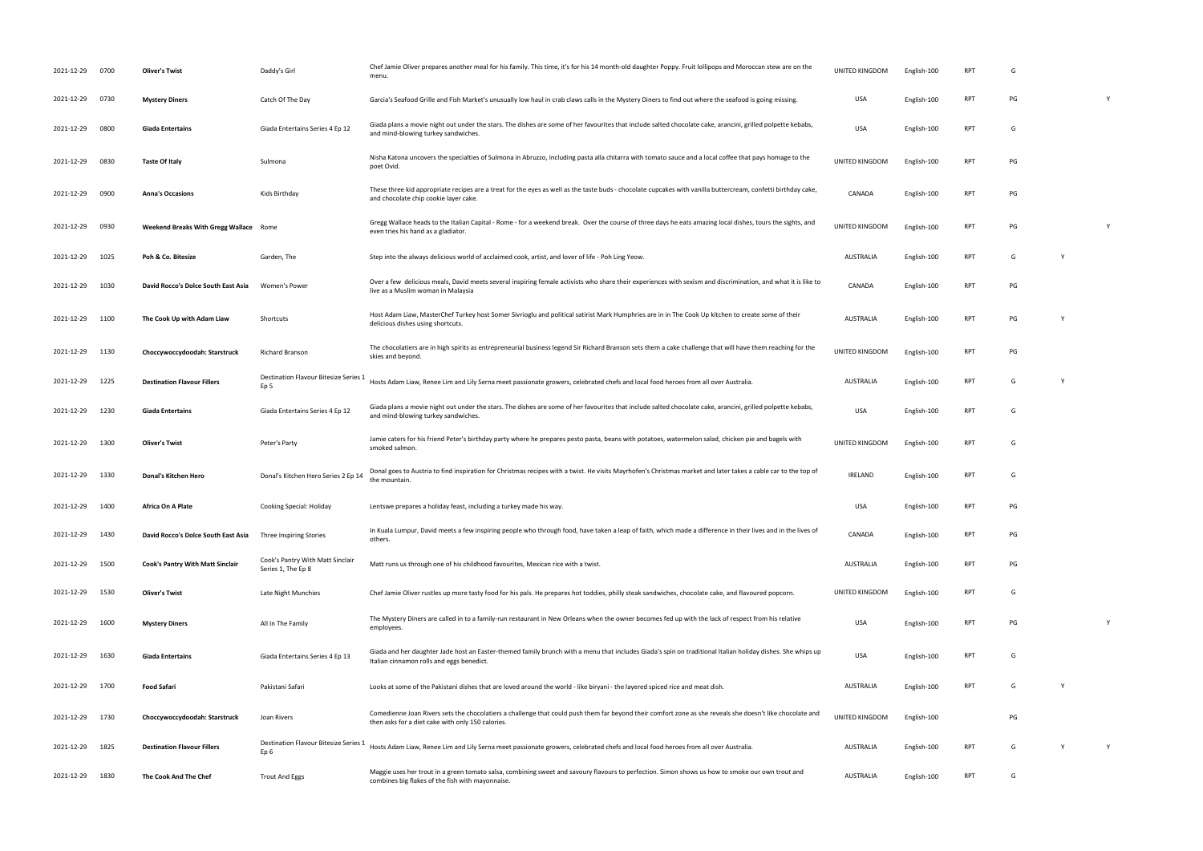| | | | | | | | | | | |
|---|---|---|---|---|---|---|---|---|---|---|
| 2021-12-29 | 0700 | **Oliver's Twist** | Daddy's Girl | Chef Jamie Oliver prepares another meal for his family. This time, it's for his 14 month-old daughter Poppy. Fruit lollipops and Moroccan stew are on the menu. | UNITED KINGDOM | English-100 | RPT | G | | |
| 2021-12-29 | 0730 | **Mystery Diners** | Catch Of The Day | Garcia's Seafood Grille and Fish Market's unusually low haul in crab claws calls in the Mystery Diners to find out where the seafood is going missing. | USA | English-100 | RPT | PG | | Y |
| 2021-12-29 | 0800 | **Giada Entertains** | Giada Entertains Series 4 Ep 12 | Giada plans a movie night out under the stars. The dishes are some of her favourites that include salted chocolate cake, arancini, grilled polpette kebabs, and mind-blowing turkey sandwiches. | USA | English-100 | RPT | G | | |
| 2021-12-29 | 0830 | **Taste Of Italy** | Sulmona | Nisha Katona uncovers the specialties of Sulmona in Abruzzo, including pasta alla chitarra with tomato sauce and a local coffee that pays homage to the poet Ovid. | UNITED KINGDOM | English-100 | RPT | PG | | |
| 2021-12-29 | 0900 | **Anna's Occasions** | Kids Birthday | These three kid appropriate recipes are a treat for the eyes as well as the taste buds - chocolate cupcakes with vanilla buttercream, confetti birthday cake, and chocolate chip cookie layer cake. | CANADA | English-100 | RPT | PG | | |
| 2021-12-29 | 0930 | **Weekend Breaks With Gregg Wallace** | Rome | Gregg Wallace heads to the Italian Capital - Rome - for a weekend break. Over the course of three days he eats amazing local dishes, tours the sights, and even tries his hand as a gladiator. | UNITED KINGDOM | English-100 | RPT | PG | | Y |
| 2021-12-29 | 1025 | **Poh & Co. Bitesize** | Garden, The | Step into the always delicious world of acclaimed cook, artist, and lover of life - Poh Ling Yeow. | AUSTRALIA | English-100 | RPT | G | Y | |
| 2021-12-29 | 1030 | **David Rocco's Dolce South East Asia** | Women's Power | Over a few delicious meals, David meets several inspiring female activists who share their experiences with sexism and discrimination, and what it is like to live as a Muslim woman in Malaysia | CANADA | English-100 | RPT | PG | | |
| 2021-12-29 | 1100 | **The Cook Up with Adam Liaw** | Shortcuts | Host Adam Liaw, MasterChef Turkey host Somer Sivrioglu and political satirist Mark Humphries are in in The Cook Up kitchen to create some of their delicious dishes using shortcuts. | AUSTRALIA | English-100 | RPT | PG | Y | |
| 2021-12-29 | 1130 | **Choccywoccydoodah: Starstruck** | Richard Branson | The chocolatiers are in high spirits as entrepreneurial business legend Sir Richard Branson sets them a cake challenge that will have them reaching for the skies and beyond. | UNITED KINGDOM | English-100 | RPT | PG | | |
| 2021-12-29 | 1225 | **Destination Flavour Fillers** | Destination Flavour Bitesize Series 1 Ep 5 | Hosts Adam Liaw, Renee Lim and Lily Serna meet passionate growers, celebrated chefs and local food heroes from all over Australia. | AUSTRALIA | English-100 | RPT | G | Y | |
| 2021-12-29 | 1230 | **Giada Entertains** | Giada Entertains Series 4 Ep 12 | Giada plans a movie night out under the stars. The dishes are some of her favourites that include salted chocolate cake, arancini, grilled polpette kebabs, and mind-blowing turkey sandwiches. | USA | English-100 | RPT | G | | |
| 2021-12-29 | 1300 | **Oliver's Twist** | Peter's Party | Jamie caters for his friend Peter's birthday party where he prepares pesto pasta, beans with potatoes, watermelon salad, chicken pie and bagels with smoked salmon. | UNITED KINGDOM | English-100 | RPT | G | | |
| 2021-12-29 | 1330 | **Donal's Kitchen Hero** | Donal's Kitchen Hero Series 2 Ep 14 | Donal goes to Austria to find inspiration for Christmas recipes with a twist. He visits Mayrhofen's Christmas market and later takes a cable car to the top of the mountain. | IRELAND | English-100 | RPT | G | | |
| 2021-12-29 | 1400 | **Africa On A Plate** | Cooking Special: Holiday | Lentswe prepares a holiday feast, including a turkey made his way. | USA | English-100 | RPT | PG | | |
| 2021-12-29 | 1430 | **David Rocco's Dolce South East Asia** | Three Inspiring Stories | In Kuala Lumpur, David meets a few inspiring people who through food, have taken a leap of faith, which made a difference in their lives and in the lives of others. | CANADA | English-100 | RPT | PG | | |
| 2021-12-29 | 1500 | **Cook's Pantry With Matt Sinclair** | Cook's Pantry With Matt Sinclair Series 1, The Ep 8 | Matt runs us through one of his childhood favourites, Mexican rice with a twist. | AUSTRALIA | English-100 | RPT | PG | | |
| 2021-12-29 | 1530 | **Oliver's Twist** | Late Night Munchies | Chef Jamie Oliver rustles up more tasty food for his pals. He prepares hot toddies, philly steak sandwiches, chocolate cake, and flavoured popcorn. | UNITED KINGDOM | English-100 | RPT | G | | |
| 2021-12-29 | 1600 | **Mystery Diners** | All In The Family | The Mystery Diners are called in to a family-run restaurant in New Orleans when the owner becomes fed up with the lack of respect from his relative employees. | USA | English-100 | RPT | PG | | Y |
| 2021-12-29 | 1630 | **Giada Entertains** | Giada Entertains Series 4 Ep 13 | Giada and her daughter Jade host an Easter-themed family brunch with a menu that includes Giada's spin on traditional Italian holiday dishes. She whips up Italian cinnamon rolls and eggs benedict. | USA | English-100 | RPT | G | | |
| 2021-12-29 | 1700 | **Food Safari** | Pakistani Safari | Looks at some of the Pakistani dishes that are loved around the world - like biryani - the layered spiced rice and meat dish. | AUSTRALIA | English-100 | RPT | G | Y | |
| 2021-12-29 | 1730 | **Choccywoccydoodah: Starstruck** | Joan Rivers | Comedienne Joan Rivers sets the chocolatiers a challenge that could push them far beyond their comfort zone as she reveals she doesn't like chocolate and then asks for a diet cake with only 150 calories. | UNITED KINGDOM | English-100 | | PG | | |
| 2021-12-29 | 1825 | **Destination Flavour Fillers** | Destination Flavour Bitesize Series 1 Ep 6 | Hosts Adam Liaw, Renee Lim and Lily Serna meet passionate growers, celebrated chefs and local food heroes from all over Australia. | AUSTRALIA | English-100 | RPT | G | Y | Y |
| 2021-12-29 | 1830 | **The Cook And The Chef** | Trout And Eggs | Maggie uses her trout in a green tomato salsa, combining sweet and savoury flavours to perfection. Simon shows us how to smoke our own trout and combines big flakes of the fish with mayonnaise. | AUSTRALIA | English-100 | RPT | G | | |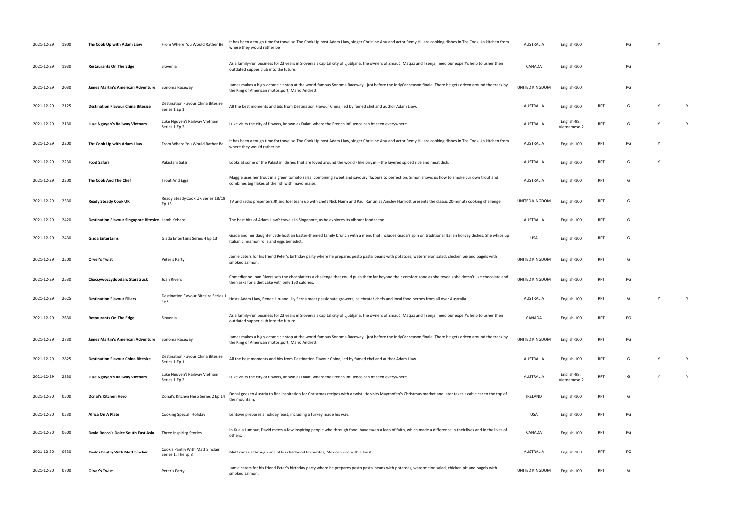| | | | | | | | | | | | |
|---|---|---|---|---|---|---|---|---|---|---|---|
| 2021-12-29 | 1900 | **The Cook Up with Adam Liaw** | From Where You Would Rather Be | It has been a tough time for travel so The Cook Up host Adam Liaw, singer Christine Anu and actor Remy Hii are cooking dishes in The Cook Up kitchen from where they would rather be. | AUSTRALIA | English-100 | | PG | Y | |
| 2021-12-29 | 1930 | **Restaurants On The Edge** | Slovenia | As a family-run business for 23 years in Slovenia's capital city of Ljubljana, the owners of Zmauč, Matjaz and Tsenja, need our expert's help to usher their outdated supper club into the future. | CANADA | English-100 | | PG | | |
| 2021-12-29 | 2030 | **James Martin's American Adventure** | Sonoma Raceway | James makes a high-octane pit stop at the world-famous Sonoma Raceway - just before the IndyCar season finale. There he gets driven around the track by the King of American motorsport, Mario Andretti. | UNITED KINGDOM | English-100 | | PG | | |
| 2021-12-29 | 2125 | **Destination Flavour China Bitesize** | Destination Flavour China Bitesize Series 1 Ep 1 | All the best moments and bits from Destination Flavour China, led by famed chef and author Adam Liaw. | AUSTRALIA | English-100 | RPT | G | Y | Y |
| 2021-12-29 | 2130 | **Luke Nguyen's Railway Vietnam** | Luke Nguyen's Railway Vietnam Series 1 Ep 2 | Luke visits the city of flowers, known as Dalat, where the French influence can be seen everywhere. | AUSTRALIA | English-98; Vietnamese-2 | RPT | G | Y | Y |
| 2021-12-29 | 2200 | **The Cook Up with Adam Liaw** | From Where You Would Rather Be | It has been a tough time for travel so The Cook Up host Adam Liaw, singer Christine Anu and actor Remy Hii are cooking dishes in The Cook Up kitchen from where they would rather be. | AUSTRALIA | English-100 | RPT | PG | Y | |
| 2021-12-29 | 2230 | **Food Safari** | Pakistani Safari | Looks at some of the Pakistani dishes that are loved around the world - like biryani - the layered spiced rice and meat dish. | AUSTRALIA | English-100 | RPT | G | Y | |
| 2021-12-29 | 2300 | **The Cook And The Chef** | Trout And Eggs | Maggie uses her trout in a green tomato salsa, combining sweet and savoury flavours to perfection. Simon shows us how to smoke our own trout and combines big flakes of the fish with mayonnaise. | AUSTRALIA | English-100 | RPT | G | | |
| 2021-12-29 | 2330 | **Ready Steady Cook UK** | Ready Steady Cook UK Series 18/19 Ep 13 | TV and radio presenters JK and Joel team up with chefs Nick Nairn and Paul Rankin as Ainsley Harriott presents the classic 20-minute cooking challenge. | UNITED KINGDOM | English-100 | RPT | G | | |
| 2021-12-29 | 2420 | **Destination Flavour Singapore Bitesize** | Lamb Kebabs | The best bits of Adam Liaw's travels in Singapore, as he explores its vibrant food scene. | AUSTRALIA | English-100 | RPT | G | | |
| 2021-12-29 | 2430 | **Giada Entertains** | Giada Entertains Series 4 Ep 13 | Giada and her daughter Jade host an Easter-themed family brunch with a menu that includes Giada's spin on traditional Italian holiday dishes. She whips up Italian cinnamon rolls and eggs benedict. | USA | English-100 | RPT | G | | |
| 2021-12-29 | 2500 | **Oliver's Twist** | Peter's Party | Jamie caters for his friend Peter's birthday party where he prepares pesto pasta, beans with potatoes, watermelon salad, chicken pie and bagels with smoked salmon. | UNITED KINGDOM | English-100 | RPT | G | | |
| 2021-12-29 | 2530 | **Choccywoccydoodah: Starstruck** | Joan Rivers | Comedienne Joan Rivers sets the chocolatiers a challenge that could push them far beyond their comfort zone as she reveals she doesn't like chocolate and then asks for a diet cake with only 150 calories. | UNITED KINGDOM | English-100 | RPT | PG | | |
| 2021-12-29 | 2625 | **Destination Flavour Fillers** | Destination Flavour Bitesize Series 1 Ep 6 | Hosts Adam Liaw, Renee Lim and Lily Serna meet passionate growers, celebrated chefs and local food heroes from all over Australia. | AUSTRALIA | English-100 | RPT | G | Y | Y |
| 2021-12-29 | 2630 | **Restaurants On The Edge** | Slovenia | As a family-run business for 23 years in Slovenia's capital city of Ljubljana, the owners of Zmauč, Matjaz and Tsenja, need our expert's help to usher their outdated supper club into the future. | CANADA | English-100 | RPT | PG | | |
| 2021-12-29 | 2730 | **James Martin's American Adventure** | Sonoma Raceway | James makes a high-octane pit stop at the world-famous Sonoma Raceway - just before the IndyCar season finale. There he gets driven around the track by the King of American motorsport, Mario Andretti. | UNITED KINGDOM | English-100 | RPT | PG | | |
| 2021-12-29 | 2825 | **Destination Flavour China Bitesize** | Destination Flavour China Bitesize Series 1 Ep 1 | All the best moments and bits from Destination Flavour China, led by famed chef and author Adam Liaw. | AUSTRALIA | English-100 | RPT | G | Y | Y |
| 2021-12-29 | 2830 | **Luke Nguyen's Railway Vietnam** | Luke Nguyen's Railway Vietnam Series 1 Ep 2 | Luke visits the city of flowers, known as Dalat, where the French influence can be seen everywhere. | AUSTRALIA | English-98; Vietnamese-2 | RPT | G | Y | Y |
| 2021-12-30 | 0500 | **Donal's Kitchen Hero** | Donal's Kitchen Hero Series 2 Ep 14 | Donal goes to Austria to find inspiration for Christmas recipes with a twist. He visits Mayrhofen's Christmas market and later takes a cable car to the top of the mountain. | IRELAND | English-100 | RPT | G | | |
| 2021-12-30 | 0530 | **Africa On A Plate** | Cooking Special: Holiday | Lentswe prepares a holiday feast, including a turkey made his way. | USA | English-100 | RPT | PG | | |
| 2021-12-30 | 0600 | **David Rocco's Dolce South East Asia** | Three Inspiring Stories | In Kuala Lumpur, David meets a few inspiring people who through food, have taken a leap of faith, which made a difference in their lives and in the lives of others. | CANADA | English-100 | RPT | PG | | |
| 2021-12-30 | 0630 | **Cook's Pantry With Matt Sinclair** | Cook's Pantry With Matt Sinclair Series 1, The Ep 8 | Matt runs us through one of his childhood favourites, Mexican rice with a twist. | AUSTRALIA | English-100 | RPT | PG | | |
| 2021-12-30 | 0700 | **Oliver's Twist** | Peter's Party | Jamie caters for his friend Peter's birthday party where he prepares pesto pasta, beans with potatoes, watermelon salad, chicken pie and bagels with smoked salmon. | UNITED KINGDOM | English-100 | RPT | G | | |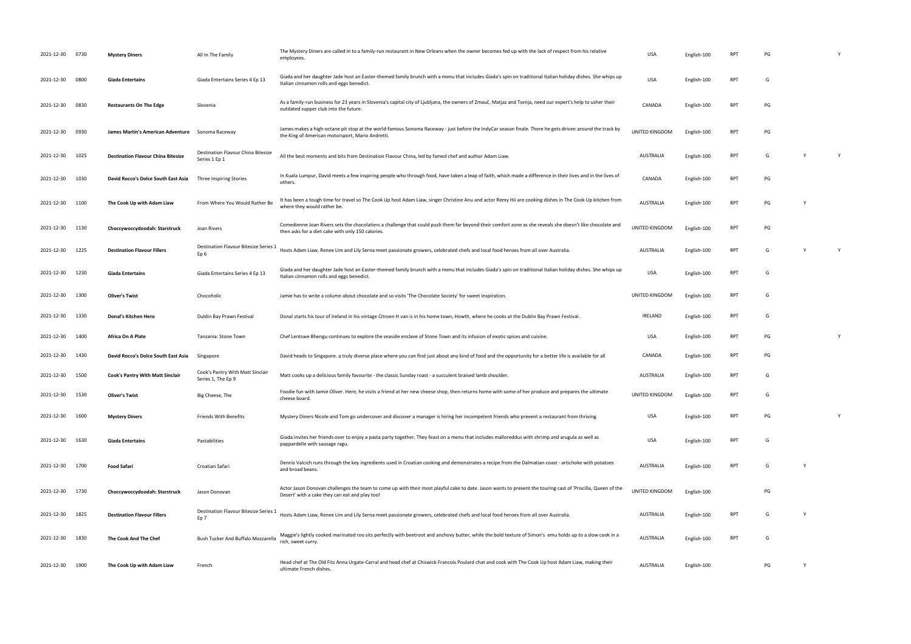| | | | | | | | | | | |
|---|---|---|---|---|---|---|---|---|---|---|
| 2021-12-30 | 0730 | **Mystery Diners** | All In The Family | The Mystery Diners are called in to a family-run restaurant in New Orleans when the owner becomes fed up with the lack of respect from his relative employees. | USA | English-100 | RPT | PG | | Y |
| 2021-12-30 | 0800 | **Giada Entertains** | Giada Entertains Series 4 Ep 13 | Giada and her daughter Jade host an Easter-themed family brunch with a menu that includes Giada's spin on traditional Italian holiday dishes. She whips up Italian cinnamon rolls and eggs benedict. | USA | English-100 | RPT | G | | |
| 2021-12-30 | 0830 | **Restaurants On The Edge** | Slovenia | As a family-run business for 23 years in Slovenia's capital city of Ljubljana, the owners of Zmauč, Matjaz and Tsenja, need our expert's help to usher their outdated supper club into the future. | CANADA | English-100 | RPT | PG | | |
| 2021-12-30 | 0930 | **James Martin's American Adventure** | Sonoma Raceway | James makes a high-octane pit stop at the world-famous Sonoma Raceway - just before the IndyCar season finale. There he gets driven around the track by the King of American motorsport, Mario Andretti. | UNITED KINGDOM | English-100 | RPT | PG | | |
| 2021-12-30 | 1025 | **Destination Flavour China Bitesize** | Destination Flavour China Bitesize Series 1 Ep 1 | All the best moments and bits from Destination Flavour China, led by famed chef and author Adam Liaw. | AUSTRALIA | English-100 | RPT | G | Y | Y |
| 2021-12-30 | 1030 | **David Rocco's Dolce South East Asia** | Three Inspiring Stories | In Kuala Lumpur, David meets a few inspiring people who through food, have taken a leap of faith, which made a difference in their lives and in the lives of others. | CANADA | English-100 | RPT | PG | | |
| 2021-12-30 | 1100 | **The Cook Up with Adam Liaw** | From Where You Would Rather Be | It has been a tough time for travel so The Cook Up host Adam Liaw, singer Christine Anu and actor Remy Hii are cooking dishes in The Cook Up kitchen from where they would rather be. | AUSTRALIA | English-100 | RPT | PG | Y | |
| 2021-12-30 | 1130 | **Choccywoccydoodah: Starstruck** | Joan Rivers | Comedienne Joan Rivers sets the chocolatiers a challenge that could push them far beyond their comfort zone as she reveals she doesn't like chocolate and then asks for a diet cake with only 150 calories. | UNITED KINGDOM | English-100 | RPT | PG | | |
| 2021-12-30 | 1225 | **Destination Flavour Fillers** | Destination Flavour Bitesize Series 1 Ep 6 | Hosts Adam Liaw, Renee Lim and Lily Serna meet passionate growers, celebrated chefs and local food heroes from all over Australia. | AUSTRALIA | English-100 | RPT | G | Y | Y |
| 2021-12-30 | 1230 | **Giada Entertains** | Giada Entertains Series 4 Ep 13 | Giada and her daughter Jade host an Easter-themed family brunch with a menu that includes Giada's spin on traditional Italian holiday dishes. She whips up Italian cinnamon rolls and eggs benedict. | USA | English-100 | RPT | G | | |
| 2021-12-30 | 1300 | **Oliver's Twist** | Chocoholic | Jamie has to write a column about chocolate and so visits 'The Chocolate Society' for sweet inspiration. | UNITED KINGDOM | English-100 | RPT | G | | |
| 2021-12-30 | 1330 | **Donal's Kitchen Hero** | Dublin Bay Prawn Festival | Donal starts his tour of Ireland in his vintage Citroen H van is in his home town, Howth, where he cooks at the Dublin Bay Prawn Festival. | IRELAND | English-100 | RPT | G | | |
| 2021-12-30 | 1400 | **Africa On A Plate** | Tanzania: Stone Town | Chef Lentswe Bhengu continues to explore the seaside enclave of Stone Town and its infusion of exotic spices and cuisine. | USA | English-100 | RPT | PG | | Y |
| 2021-12-30 | 1430 | **David Rocco's Dolce South East Asia** | Singapore | David heads to Singapore. a truly diverse place where you can find just about any kind of food and the opportunity for a better life is available for all | CANADA | English-100 | RPT | PG | | |
| 2021-12-30 | 1500 | **Cook's Pantry With Matt Sinclair** | Cook's Pantry With Matt Sinclair Series 1, The Ep 9 | Matt cooks up a delicious family favourite - the classic Sunday roast - a succulent braised lamb shoulder. | AUSTRALIA | English-100 | RPT | G | | |
| 2021-12-30 | 1530 | **Oliver's Twist** | Big Cheese, The | Foodie fun with Jamie Oliver. Here, he visits a friend at her new cheese shop, then returns home with some of her produce and prepares the ultimate cheese board. | UNITED KINGDOM | English-100 | RPT | G | | |
| 2021-12-30 | 1600 | **Mystery Diners** | Friends With Benefits | Mystery Diners Nicole and Tom go undercover and discover a manager is hiring her incompetent friends who prevent a restaurant from thriving. | USA | English-100 | RPT | PG | | Y |
| 2021-12-30 | 1630 | **Giada Entertains** | Pastabilities | Giada invites her friends over to enjoy a pasta party together. They feast on a menu that includes malloreddus with shrimp and arugula as well as pappardelle with sausage ragu. | USA | English-100 | RPT | G | | |
| 2021-12-30 | 1700 | **Food Safari** | Croatian Safari | Dennis Valcich runs through the key ingredients used in Croatian cooking and demonstrates a recipe from the Dalmatian coast - artichoke with potatoes and broad beans. | AUSTRALIA | English-100 | RPT | G | Y | |
| 2021-12-30 | 1730 | **Choccywoccydoodah: Starstruck** | Jason Donovan | Actor Jason Donovan challenges the team to come up with their most playful cake to date. Jason wants to present the touring cast of 'Priscilla, Queen of the Desert' with a cake they can eat and play too! | UNITED KINGDOM | English-100 | | PG | | |
| 2021-12-30 | 1825 | **Destination Flavour Fillers** | Destination Flavour Bitesize Series 1 Ep 7 | Hosts Adam Liaw, Renee Lim and Lily Serna meet passionate growers, celebrated chefs and local food heroes from all over Australia. | AUSTRALIA | English-100 | RPT | G | Y | |
| 2021-12-30 | 1830 | **The Cook And The Chef** | Bush Tucker And Buffalo Mozzarella | Maggie's lightly cooked marinated roo sits perfectly with beetroot and anchovy butter, while the bold texture of Simon's emu holds up to a slow cook in a rich, sweet curry. | AUSTRALIA | English-100 | RPT | G | | |
| 2021-12-30 | 1900 | **The Cook Up with Adam Liaw** | French | Head chef at The Old Fitz Anna Urgate-Carral and head chef at Chiswick Francois Poulard chat and cook with The Cook Up host Adam Liaw, making their ultimate French dishes. | AUSTRALIA | English-100 | | PG | Y | |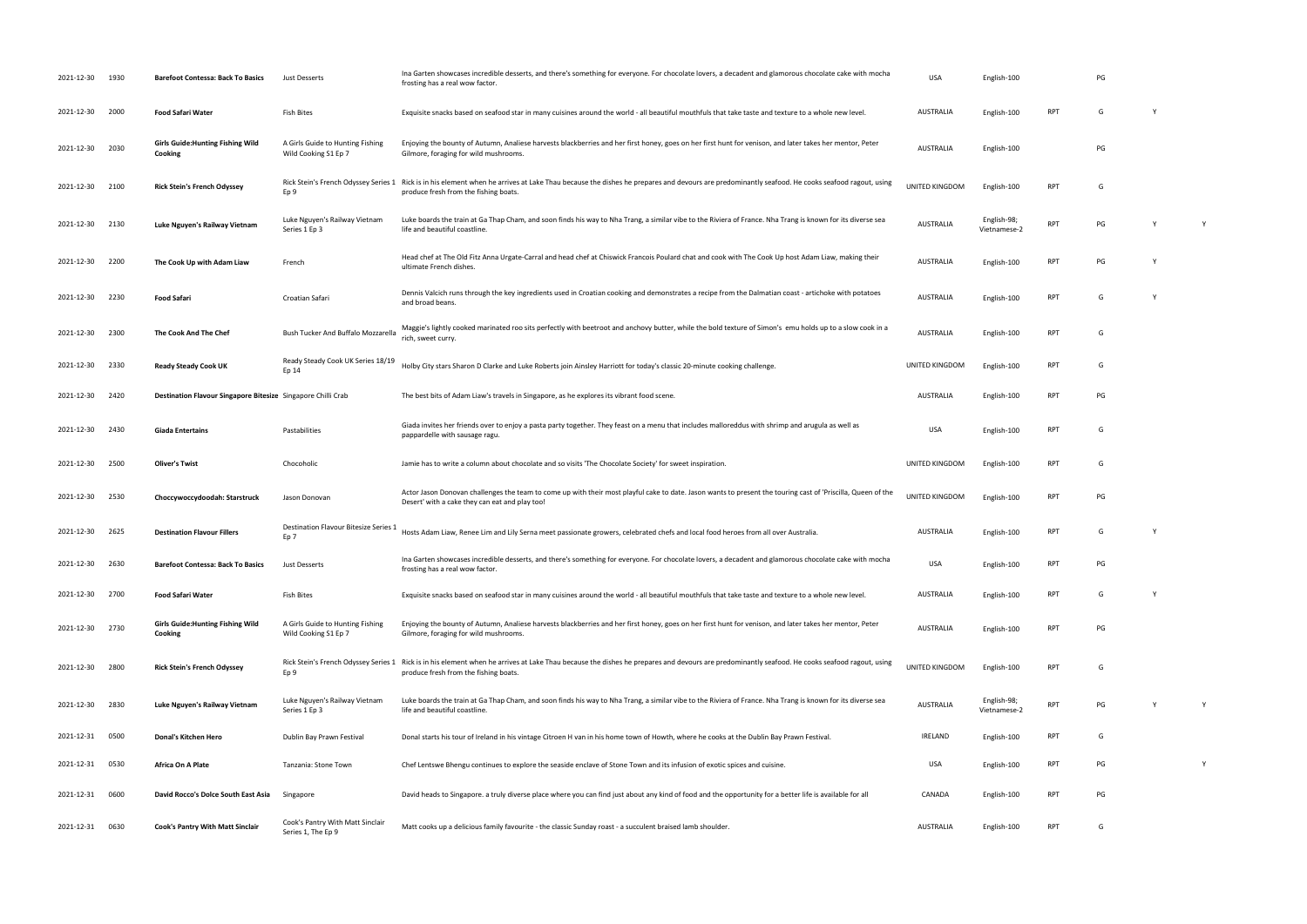| | | | | | | | | | | | |
|---|---|---|---|---|---|---|---|---|---|---|---|
| 2021-12-30 | 1930 | **Barefoot Contessa: Back To Basics** | Just Desserts | Ina Garten showcases incredible desserts, and there's something for everyone. For chocolate lovers, a decadent and glamorous chocolate cake with mocha frosting has a real wow factor. | USA | English-100 | | PG | | |
| 2021-12-30 | 2000 | **Food Safari Water** | Fish Bites | Exquisite snacks based on seafood star in many cuisines around the world - all beautiful mouthfuls that take taste and texture to a whole new level. | AUSTRALIA | English-100 | RPT | G | Y | |
| 2021-12-30 | 2030 | **Girls Guide:Hunting Fishing Wild Cooking** | A Girls Guide to Hunting Fishing Wild Cooking S1 Ep 7 | Enjoying the bounty of Autumn, Analiese harvests blackberries and her first honey, goes on her first hunt for venison, and later takes her mentor, Peter Gilmore, foraging for wild mushrooms. | AUSTRALIA | English-100 | | PG | | |
| 2021-12-30 | 2100 | **Rick Stein's French Odyssey** | Rick Stein's French Odyssey Series 1 Ep 9 | Rick is in his element when he arrives at Lake Thau because the dishes he prepares and devours are predominantly seafood. He cooks seafood ragout, using produce fresh from the fishing boats. | UNITED KINGDOM | English-100 | RPT | G | | |
| 2021-12-30 | 2130 | **Luke Nguyen's Railway Vietnam** | Luke Nguyen's Railway Vietnam Series 1 Ep 3 | Luke boards the train at Ga Thap Cham, and soon finds his way to Nha Trang, a similar vibe to the Riviera of France. Nha Trang is known for its diverse sea life and beautiful coastline. | AUSTRALIA | English-98; Vietnamese-2 | RPT | PG | Y | Y |
| 2021-12-30 | 2200 | **The Cook Up with Adam Liaw** | French | Head chef at The Old Fitz Anna Urgate-Carral and head chef at Chiswick Francois Poulard chat and cook with The Cook Up host Adam Liaw, making their ultimate French dishes. | AUSTRALIA | English-100 | RPT | PG | Y | |
| 2021-12-30 | 2230 | **Food Safari** | Croatian Safari | Dennis Valcich runs through the key ingredients used in Croatian cooking and demonstrates a recipe from the Dalmatian coast - artichoke with potatoes and broad beans. | AUSTRALIA | English-100 | RPT | G | Y | |
| 2021-12-30 | 2300 | **The Cook And The Chef** | Bush Tucker And Buffalo Mozzarella | Maggie's lightly cooked marinated roo sits perfectly with beetroot and anchovy butter, while the bold texture of Simon's emu holds up to a slow cook in a rich, sweet curry. | AUSTRALIA | English-100 | RPT | G | | |
| 2021-12-30 | 2330 | **Ready Steady Cook UK** | Ready Steady Cook UK Series 18/19 Ep 14 | Holby City stars Sharon D Clarke and Luke Roberts join Ainsley Harriott for today's classic 20-minute cooking challenge. | UNITED KINGDOM | English-100 | RPT | G | | |
| 2021-12-30 | 2420 | **Destination Flavour Singapore Bitesize** | Singapore Chilli Crab | The best bits of Adam Liaw's travels in Singapore, as he explores its vibrant food scene. | AUSTRALIA | English-100 | RPT | PG | | |
| 2021-12-30 | 2430 | **Giada Entertains** | Pastabilities | Giada invites her friends over to enjoy a pasta party together. They feast on a menu that includes malloreddus with shrimp and arugula as well as pappardelle with sausage ragu. | USA | English-100 | RPT | G | | |
| 2021-12-30 | 2500 | **Oliver's Twist** | Chocoholic | Jamie has to write a column about chocolate and so visits 'The Chocolate Society' for sweet inspiration. | UNITED KINGDOM | English-100 | RPT | G | | |
| 2021-12-30 | 2530 | **Choccywoccydoodah: Starstruck** | Jason Donovan | Actor Jason Donovan challenges the team to come up with their most playful cake to date. Jason wants to present the touring cast of 'Priscilla, Queen of the Desert' with a cake they can eat and play too! | UNITED KINGDOM | English-100 | RPT | PG | | |
| 2021-12-30 | 2625 | **Destination Flavour Fillers** | Destination Flavour Bitesize Series 1 Ep 7 | Hosts Adam Liaw, Renee Lim and Lily Serna meet passionate growers, celebrated chefs and local food heroes from all over Australia. | AUSTRALIA | English-100 | RPT | G | Y | |
| 2021-12-30 | 2630 | **Barefoot Contessa: Back To Basics** | Just Desserts | Ina Garten showcases incredible desserts, and there's something for everyone. For chocolate lovers, a decadent and glamorous chocolate cake with mocha frosting has a real wow factor. | USA | English-100 | RPT | PG | | |
| 2021-12-30 | 2700 | **Food Safari Water** | Fish Bites | Exquisite snacks based on seafood star in many cuisines around the world - all beautiful mouthfuls that take taste and texture to a whole new level. | AUSTRALIA | English-100 | RPT | G | Y | |
| 2021-12-30 | 2730 | **Girls Guide:Hunting Fishing Wild Cooking** | A Girls Guide to Hunting Fishing Wild Cooking S1 Ep 7 | Enjoying the bounty of Autumn, Analiese harvests blackberries and her first honey, goes on her first hunt for venison, and later takes her mentor, Peter Gilmore, foraging for wild mushrooms. | AUSTRALIA | English-100 | RPT | PG | | |
| 2021-12-30 | 2800 | **Rick Stein's French Odyssey** | Rick Stein's French Odyssey Series 1 Ep 9 | Rick is in his element when he arrives at Lake Thau because the dishes he prepares and devours are predominantly seafood. He cooks seafood ragout, using produce fresh from the fishing boats. | UNITED KINGDOM | English-100 | RPT | G | | |
| 2021-12-30 | 2830 | **Luke Nguyen's Railway Vietnam** | Luke Nguyen's Railway Vietnam Series 1 Ep 3 | Luke boards the train at Ga Thap Cham, and soon finds his way to Nha Trang, a similar vibe to the Riviera of France. Nha Trang is known for its diverse sea life and beautiful coastline. | AUSTRALIA | English-98; Vietnamese-2 | RPT | PG | Y | Y |
| 2021-12-31 | 0500 | **Donal's Kitchen Hero** | Dublin Bay Prawn Festival | Donal starts his tour of Ireland in his vintage Citroen H van in his home town of Howth, where he cooks at the Dublin Bay Prawn Festival. | IRELAND | English-100 | RPT | G | | |
| 2021-12-31 | 0530 | **Africa On A Plate** | Tanzania: Stone Town | Chef Lentswe Bhengu continues to explore the seaside enclave of Stone Town and its infusion of exotic spices and cuisine. | USA | English-100 | RPT | PG | | Y |
| 2021-12-31 | 0600 | **David Rocco's Dolce South East Asia** | Singapore | David heads to Singapore. a truly diverse place where you can find just about any kind of food and the opportunity for a better life is available for all | CANADA | English-100 | RPT | PG | | |
| 2021-12-31 | 0630 | **Cook's Pantry With Matt Sinclair** | Cook's Pantry With Matt Sinclair Series 1, The Ep 9 | Matt cooks up a delicious family favourite - the classic Sunday roast - a succulent braised lamb shoulder. | AUSTRALIA | English-100 | RPT | G | | |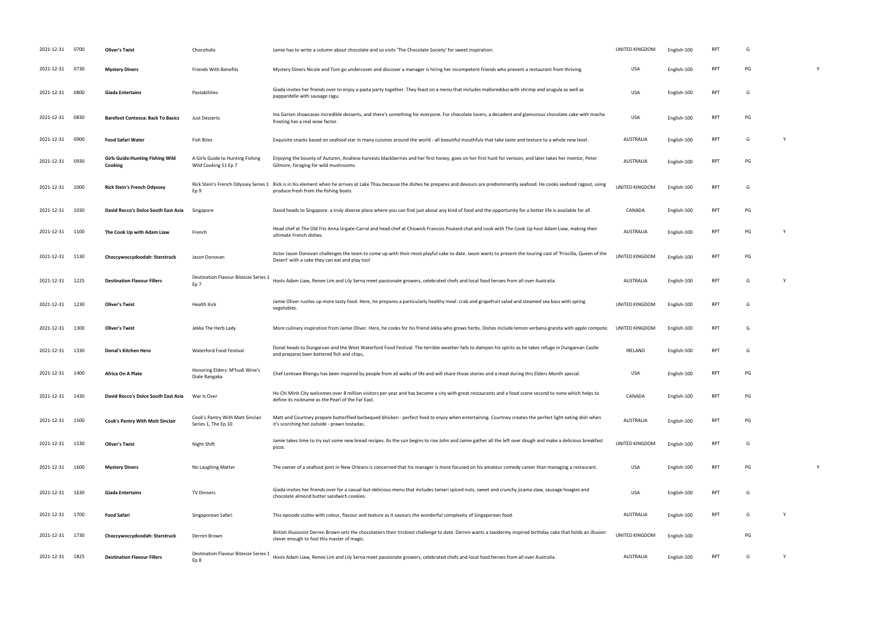| | | | | | | | | | | |
|---|---|---|---|---|---|---|---|---|---|---|
| 2021-12-31 | 0700 | **Oliver's Twist** | Chocoholic | Jamie has to write a column about chocolate and so visits 'The Chocolate Society' for sweet inspiration. | UNITED KINGDOM | English-100 | RPT | G | | |
| 2021-12-31 | 0730 | **Mystery Diners** | Friends With Benefits | Mystery Diners Nicole and Tom go undercover and discover a manager is hiring her incompetent friends who prevent a restaurant from thriving. | USA | English-100 | RPT | PG | | Y |
| 2021-12-31 | 0800 | **Giada Entertains** | Pastabilities | Giada invites her friends over to enjoy a pasta party together. They feast on a menu that includes malloreddus with shrimp and arugula as well as pappardelle with sausage ragu. | USA | English-100 | RPT | G | | |
| 2021-12-31 | 0830 | **Barefoot Contessa: Back To Basics** | Just Desserts | Ina Garten showcases incredible desserts, and there's something for everyone. For chocolate lovers, a decadent and glamorous chocolate cake with mocha frosting has a real wow factor. | USA | English-100 | RPT | PG | | |
| 2021-12-31 | 0900 | **Food Safari Water** | Fish Bites | Exquisite snacks based on seafood star in many cuisines around the world - all beautiful mouthfuls that take taste and texture to a whole new level. | AUSTRALIA | English-100 | RPT | G | Y | |
| 2021-12-31 | 0930 | **Girls Guide:Hunting Fishing Wild Cooking** | A Girls Guide to Hunting Fishing Wild Cooking S1 Ep 7 | Enjoying the bounty of Autumn, Analiese harvests blackberries and her first honey, goes on her first hunt for venison, and later takes her mentor, Peter Gilmore, foraging for wild mushrooms. | AUSTRALIA | English-100 | RPT | PG | | |
| 2021-12-31 | 1000 | **Rick Stein's French Odyssey** | Rick Stein's French Odyssey Series 1 Ep 9 | Rick is in his element when he arrives at Lake Thau because the dishes he prepares and devours are predominantly seafood. He cooks seafood ragout, using produce fresh from the fishing boats. | UNITED KINGDOM | English-100 | RPT | G | | |
| 2021-12-31 | 1030 | **David Rocco's Dolce South East Asia** | Singapore | David heads to Singapore. a truly diverse place where you can find just about any kind of food and the opportunity for a better life is available for all | CANADA | English-100 | RPT | PG | | |
| 2021-12-31 | 1100 | **The Cook Up with Adam Liaw** | French | Head chef at The Old Fitz Anna Urgate-Carral and head chef at Chiswick Francois Poulard chat and cook with The Cook Up host Adam Liaw, making their ultimate French dishes. | AUSTRALIA | English-100 | RPT | PG | Y | |
| 2021-12-31 | 1130 | **Choccywoccydoodah: Starstruck** | Jason Donovan | Actor Jason Donovan challenges the team to come up with their most playful cake to date. Jason wants to present the touring cast of 'Priscilla, Queen of the Desert' with a cake they can eat and play too! | UNITED KINGDOM | English-100 | RPT | PG | | |
| 2021-12-31 | 1225 | **Destination Flavour Fillers** | Destination Flavour Bitesize Series 1 Ep 7 | Hosts Adam Liaw, Renee Lim and Lily Serna meet passionate growers, celebrated chefs and local food heroes from all over Australia. | AUSTRALIA | English-100 | RPT | G | Y | |
| 2021-12-31 | 1230 | **Oliver's Twist** | Health Kick | Jamie Oliver rustles up more tasty food. Here, he prepares a particularly healthy meal: crab and grapefruit salad and steamed sea bass with spring vegetables. | UNITED KINGDOM | English-100 | RPT | G | | |
| 2021-12-31 | 1300 | **Oliver's Twist** | Jekka The Herb Lady | More culinary inspiration from Jamie Oliver. Here, he cooks for his friend Jekka who grows herbs. Dishes include lemon verbena granita with apple compote. | UNITED KINGDOM | English-100 | RPT | G | | |
| 2021-12-31 | 1330 | **Donal's Kitchen Hero** | Waterford Food Festival | Donal heads to Dungarvan and the West Waterford Food Festival. The terrible weather fails to dampen his spirits as he takes refuge in Dungarvan Castle and prepares beer battered fish and chips, | IRELAND | English-100 | RPT | G | | |
| 2021-12-31 | 1400 | **Africa On A Plate** | Honoring Elders: M'hudi Wine's Diale Rangaka | Chef Lentswe Bhengu has been inspired by people from all walks of life and will share those stories and a meal during this Elders Month special. | USA | English-100 | RPT | PG | | |
| 2021-12-31 | 1430 | **David Rocco's Dolce South East Asia** | War Is Over | Ho Chi Minh City welcomes over 8 million visitors per year and has become a city with great restaurants and a food scene second to none which helps to define its nickname as the Pearl of the Far East. | CANADA | English-100 | RPT | PG | | |
| 2021-12-31 | 1500 | **Cook's Pantry With Matt Sinclair** | Cook's Pantry With Matt Sinclair Series 1, The Ep 10 | Matt and Courtney prepare butterflied barbequed bhicken - perfect food to enjoy when entertaining. Courtney creates the perfect light eating dish when it's scorching hot outside - prawn tostadas. | AUSTRALIA | English-100 | RPT | PG | | |
| 2021-12-31 | 1530 | **Oliver's Twist** | Night Shift | Jamie takes time to try out some new bread recipes. As the sun begins to rise John and Jamie gather all the left over dough and make a delicious breakfast pizza. | UNITED KINGDOM | English-100 | RPT | G | | |
| 2021-12-31 | 1600 | **Mystery Diners** | No Laughing Matter | The owner of a seafood joint in New Orleans is concerned that his manager is more focused on his amateur comedy career than managing a restaurant. | USA | English-100 | RPT | PG | | Y |
| 2021-12-31 | 1630 | **Giada Entertains** | TV Dinners | Giada invites her friends over for a casual-but-delicious menu that includes tamari spiced nuts, sweet and crunchy jicama slaw, sausage hoagies and chocolate almond butter sandwich cookies. | USA | English-100 | RPT | G | | |
| 2021-12-31 | 1700 | **Food Safari** | Singaporean Safari | This episode sizzles with colour, flavour and texture as it savours the wonderful complexity of Singaporean food. | AUSTRALIA | English-100 | RPT | G | Y | |
| 2021-12-31 | 1730 | **Choccywoccydoodah: Starstruck** | Derren Brown | British illusionist Derren Brown sets the chocolatiers their trickiest challenge to date. Derren wants a taxidermy inspired birthday cake that holds an illusion clever enough to fool this master of magic. | UNITED KINGDOM | English-100 | | PG | | |
| 2021-12-31 | 1825 | **Destination Flavour Fillers** | Destination Flavour Bitesize Series 1 Ep 8 | Hosts Adam Liaw, Renee Lim and Lily Serna meet passionate growers, celebrated chefs and local food heroes from all over Australia. | AUSTRALIA | English-100 | RPT | G | Y | |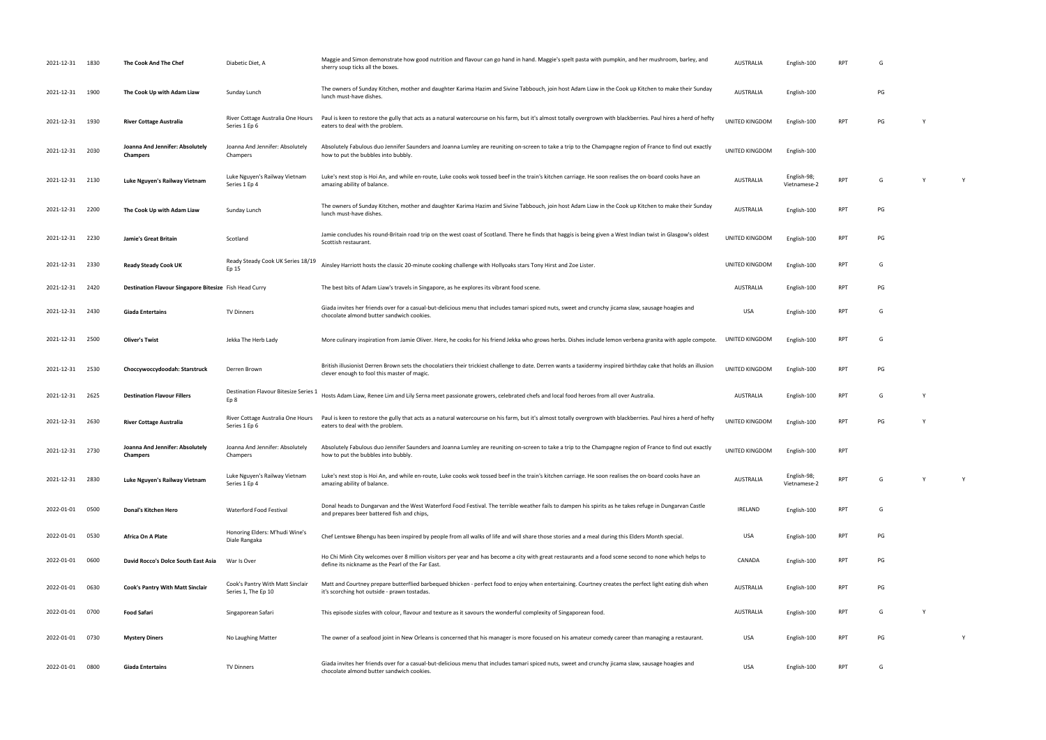| | | | | | | | | | | |
|---|---|---|---|---|---|---|---|---|---|---|
| 2021-12-31 | 1830 | **The Cook And The Chef** | Diabetic Diet, A | Maggie and Simon demonstrate how good nutrition and flavour can go hand in hand. Maggie's spelt pasta with pumpkin, and her mushroom, barley, and sherry soup ticks all the boxes. | AUSTRALIA | English-100 | RPT | G | | |
| 2021-12-31 | 1900 | **The Cook Up with Adam Liaw** | Sunday Lunch | The owners of Sunday Kitchen, mother and daughter Karima Hazim and Sivine Tabbouch, join host Adam Liaw in the Cook up Kitchen to make their Sunday lunch must-have dishes. | AUSTRALIA | English-100 | | PG | | |
| 2021-12-31 | 1930 | **River Cottage Australia** | River Cottage Australia One Hours Series 1 Ep 6 | Paul is keen to restore the gully that acts as a natural watercourse on his farm, but it's almost totally overgrown with blackberries. Paul hires a herd of hefty eaters to deal with the problem. | UNITED KINGDOM | English-100 | RPT | PG | Y | |
| 2021-12-31 | 2030 | **Joanna And Jennifer: Absolutely Champers** | Joanna And Jennifer: Absolutely Champers | Absolutely Fabulous duo Jennifer Saunders and Joanna Lumley are reuniting on-screen to take a trip to the Champagne region of France to find out exactly how to put the bubbles into bubbly. | UNITED KINGDOM | English-100 | | | | |
| 2021-12-31 | 2130 | **Luke Nguyen's Railway Vietnam** | Luke Nguyen's Railway Vietnam Series 1 Ep 4 | Luke's next stop is Hoi An, and while en-route, Luke cooks wok tossed beef in the train's kitchen carriage. He soon realises the on-board cooks have an amazing ability of balance. | AUSTRALIA | English-98; Vietnamese-2 | RPT | G | Y | Y |
| 2021-12-31 | 2200 | **The Cook Up with Adam Liaw** | Sunday Lunch | The owners of Sunday Kitchen, mother and daughter Karima Hazim and Sivine Tabbouch, join host Adam Liaw in the Cook up Kitchen to make their Sunday lunch must-have dishes. | AUSTRALIA | English-100 | RPT | PG | | |
| 2021-12-31 | 2230 | **Jamie's Great Britain** | Scotland | Jamie concludes his round-Britain road trip on the west coast of Scotland. There he finds that haggis is being given a West Indian twist in Glasgow's oldest Scottish restaurant. | UNITED KINGDOM | English-100 | RPT | PG | | |
| 2021-12-31 | 2330 | **Ready Steady Cook UK** | Ready Steady Cook UK Series 18/19 Ep 15 | Ainsley Harriott hosts the classic 20-minute cooking challenge with Hollyoaks stars Tony Hirst and Zoe Lister. | UNITED KINGDOM | English-100 | RPT | G | | |
| 2021-12-31 | 2420 | **Destination Flavour Singapore Bitesize** | Fish Head Curry | The best bits of Adam Liaw's travels in Singapore, as he explores its vibrant food scene. | AUSTRALIA | English-100 | RPT | PG | | |
| 2021-12-31 | 2430 | **Giada Entertains** | TV Dinners | Giada invites her friends over for a casual-but-delicious menu that includes tamari spiced nuts, sweet and crunchy jicama slaw, sausage hoagies and chocolate almond butter sandwich cookies. | USA | English-100 | RPT | G | | |
| 2021-12-31 | 2500 | **Oliver's Twist** | Jekka The Herb Lady | More culinary inspiration from Jamie Oliver. Here, he cooks for his friend Jekka who grows herbs. Dishes include lemon verbena granita with apple compote. | UNITED KINGDOM | English-100 | RPT | G | | |
| 2021-12-31 | 2530 | **Choccywoccydoodah: Starstruck** | Derren Brown | British illusionist Derren Brown sets the chocolatiers their trickiest challenge to date. Derren wants a taxidermy inspired birthday cake that holds an illusion clever enough to fool this master of magic. | UNITED KINGDOM | English-100 | RPT | PG | | |
| 2021-12-31 | 2625 | **Destination Flavour Fillers** | Destination Flavour Bitesize Series 1 Ep 8 | Hosts Adam Liaw, Renee Lim and Lily Serna meet passionate growers, celebrated chefs and local food heroes from all over Australia. | AUSTRALIA | English-100 | RPT | G | Y | |
| 2021-12-31 | 2630 | **River Cottage Australia** | River Cottage Australia One Hours Series 1 Ep 6 | Paul is keen to restore the gully that acts as a natural watercourse on his farm, but it's almost totally overgrown with blackberries. Paul hires a herd of hefty eaters to deal with the problem. | UNITED KINGDOM | English-100 | RPT | PG | Y | |
| 2021-12-31 | 2730 | **Joanna And Jennifer: Absolutely Champers** | Joanna And Jennifer: Absolutely Champers | Absolutely Fabulous duo Jennifer Saunders and Joanna Lumley are reuniting on-screen to take a trip to the Champagne region of France to find out exactly how to put the bubbles into bubbly. | UNITED KINGDOM | English-100 | RPT | | | |
| 2021-12-31 | 2830 | **Luke Nguyen's Railway Vietnam** | Luke Nguyen's Railway Vietnam Series 1 Ep 4 | Luke's next stop is Hoi An, and while en-route, Luke cooks wok tossed beef in the train's kitchen carriage. He soon realises the on-board cooks have an amazing ability of balance. | AUSTRALIA | English-98; Vietnamese-2 | RPT | G | Y | Y |
| 2022-01-01 | 0500 | **Donal's Kitchen Hero** | Waterford Food Festival | Donal heads to Dungarvan and the West Waterford Food Festival. The terrible weather fails to dampen his spirits as he takes refuge in Dungarvan Castle and prepares beer battered fish and chips, | IRELAND | English-100 | RPT | G | | |
| 2022-01-01 | 0530 | **Africa On A Plate** | Honoring Elders: M'hudi Wine's Diale Rangaka | Chef Lentswe Bhengu has been inspired by people from all walks of life and will share those stories and a meal during this Elders Month special. | USA | English-100 | RPT | PG | | |
| 2022-01-01 | 0600 | **David Rocco's Dolce South East Asia** | War Is Over | Ho Chi Minh City welcomes over 8 million visitors per year and has become a city with great restaurants and a food scene second to none which helps to define its nickname as the Pearl of the Far East. | CANADA | English-100 | RPT | PG | | |
| 2022-01-01 | 0630 | **Cook's Pantry With Matt Sinclair** | Cook's Pantry With Matt Sinclair Series 1, The Ep 10 | Matt and Courtney prepare butterflied barbequed bhicken - perfect food to enjoy when entertaining. Courtney creates the perfect light eating dish when it's scorching hot outside - prawn tostadas. | AUSTRALIA | English-100 | RPT | PG | | |
| 2022-01-01 | 0700 | **Food Safari** | Singaporean Safari | This episode sizzles with colour, flavour and texture as it savours the wonderful complexity of Singaporean food. | AUSTRALIA | English-100 | RPT | G | Y | |
| 2022-01-01 | 0730 | **Mystery Diners** | No Laughing Matter | The owner of a seafood joint in New Orleans is concerned that his manager is more focused on his amateur comedy career than managing a restaurant. | USA | English-100 | RPT | PG | | Y |
| 2022-01-01 | 0800 | **Giada Entertains** | TV Dinners | Giada invites her friends over for a casual-but-delicious menu that includes tamari spiced nuts, sweet and crunchy jicama slaw, sausage hoagies and chocolate almond butter sandwich cookies. | USA | English-100 | RPT | G | | |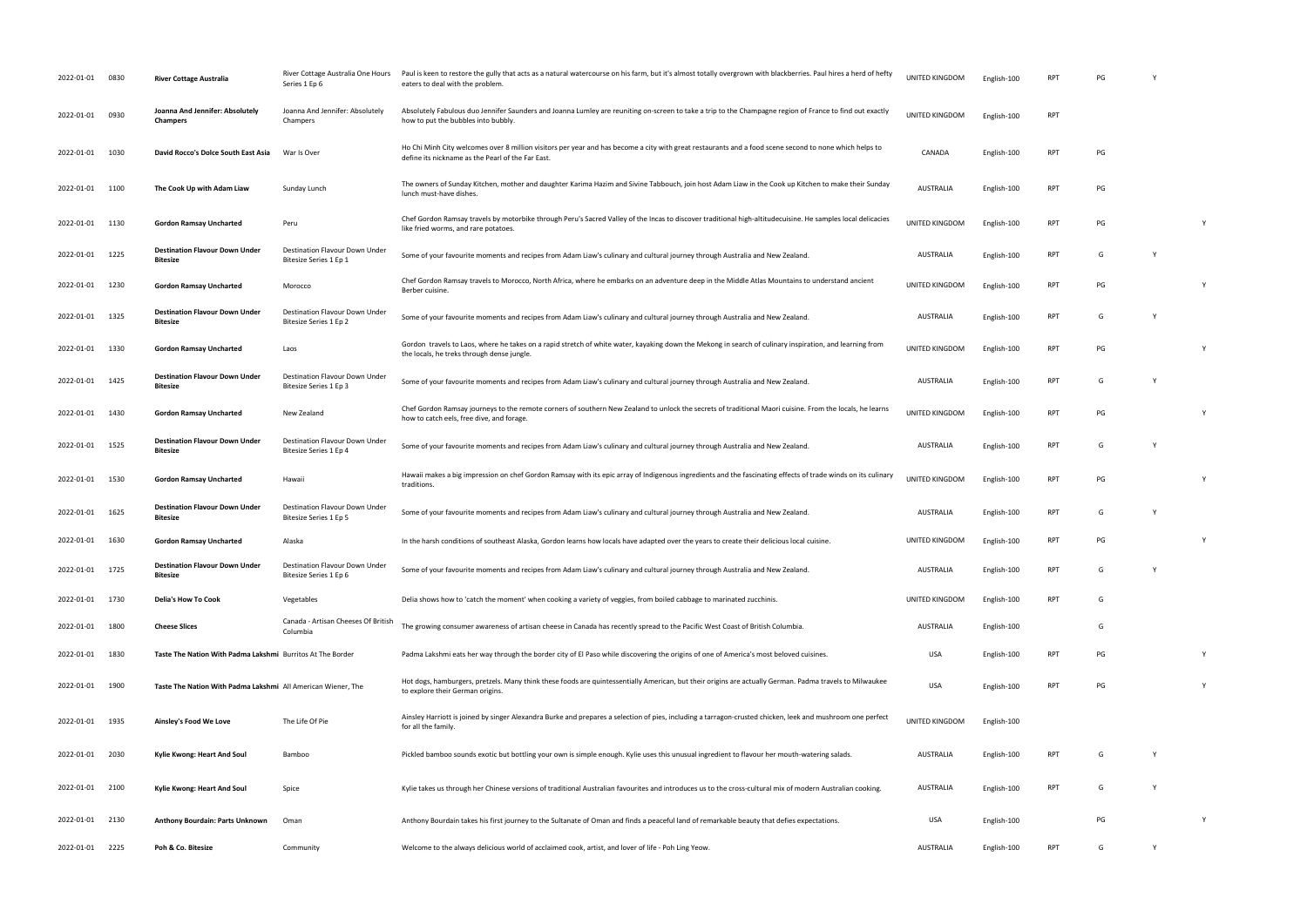| | | | | | | | | | | |
|---|---|---|---|---|---|---|---|---|---|---|
| 2022-01-01 | 0830 | **River Cottage Australia** | River Cottage Australia One Hours Series 1 Ep 6 | Paul is keen to restore the gully that acts as a natural watercourse on his farm, but it's almost totally overgrown with blackberries. Paul hires a herd of hefty eaters to deal with the problem. | UNITED KINGDOM | English-100 | RPT | PG | Y | |
| 2022-01-01 | 0930 | **Joanna And Jennifer: Absolutely Champers** | Joanna And Jennifer: Absolutely Champers | Absolutely Fabulous duo Jennifer Saunders and Joanna Lumley are reuniting on-screen to take a trip to the Champagne region of France to find out exactly how to put the bubbles into bubbly. | UNITED KINGDOM | English-100 | RPT | | | |
| 2022-01-01 | 1030 | **David Rocco's Dolce South East Asia** | War Is Over | Ho Chi Minh City welcomes over 8 million visitors per year and has become a city with great restaurants and a food scene second to none which helps to define its nickname as the Pearl of the Far East. | CANADA | English-100 | RPT | PG | | |
| 2022-01-01 | 1100 | **The Cook Up with Adam Liaw** | Sunday Lunch | The owners of Sunday Kitchen, mother and daughter Karima Hazim and Sivine Tabbouch, join host Adam Liaw in the Cook up Kitchen to make their Sunday lunch must-have dishes. | AUSTRALIA | English-100 | RPT | PG | | |
| 2022-01-01 | 1130 | **Gordon Ramsay Uncharted** | Peru | Chef Gordon Ramsay travels by motorbike through Peru's Sacred Valley of the Incas to discover traditional high-altitudecuisine. He samples local delicacies like fried worms, and rare potatoes. | UNITED KINGDOM | English-100 | RPT | PG | | Y |
| 2022-01-01 | 1225 | **Destination Flavour Down Under Bitesize** | Destination Flavour Down Under Bitesize Series 1 Ep 1 | Some of your favourite moments and recipes from Adam Liaw's culinary and cultural journey through Australia and New Zealand. | AUSTRALIA | English-100 | RPT | G | Y | |
| 2022-01-01 | 1230 | **Gordon Ramsay Uncharted** | Morocco | Chef Gordon Ramsay travels to Morocco, North Africa, where he embarks on an adventure deep in the Middle Atlas Mountains to understand ancient Berber cuisine. | UNITED KINGDOM | English-100 | RPT | PG | | Y |
| 2022-01-01 | 1325 | **Destination Flavour Down Under Bitesize** | Destination Flavour Down Under Bitesize Series 1 Ep 2 | Some of your favourite moments and recipes from Adam Liaw's culinary and cultural journey through Australia and New Zealand. | AUSTRALIA | English-100 | RPT | G | Y | |
| 2022-01-01 | 1330 | **Gordon Ramsay Uncharted** | Laos | Gordon travels to Laos, where he takes on a rapid stretch of white water, kayaking down the Mekong in search of culinary inspiration, and learning from the locals, he treks through dense jungle. | UNITED KINGDOM | English-100 | RPT | PG | | Y |
| 2022-01-01 | 1425 | **Destination Flavour Down Under Bitesize** | Destination Flavour Down Under Bitesize Series 1 Ep 3 | Some of your favourite moments and recipes from Adam Liaw's culinary and cultural journey through Australia and New Zealand. | AUSTRALIA | English-100 | RPT | G | Y | |
| 2022-01-01 | 1430 | **Gordon Ramsay Uncharted** | New Zealand | Chef Gordon Ramsay journeys to the remote corners of southern New Zealand to unlock the secrets of traditional Maori cuisine. From the locals, he learns how to catch eels, free dive, and forage. | UNITED KINGDOM | English-100 | RPT | PG | | Y |
| 2022-01-01 | 1525 | **Destination Flavour Down Under Bitesize** | Destination Flavour Down Under Bitesize Series 1 Ep 4 | Some of your favourite moments and recipes from Adam Liaw's culinary and cultural journey through Australia and New Zealand. | AUSTRALIA | English-100 | RPT | G | Y | |
| 2022-01-01 | 1530 | **Gordon Ramsay Uncharted** | Hawaii | Hawaii makes a big impression on chef Gordon Ramsay with its epic array of Indigenous ingredients and the fascinating effects of trade winds on its culinary traditions. | UNITED KINGDOM | English-100 | RPT | PG | | Y |
| 2022-01-01 | 1625 | **Destination Flavour Down Under Bitesize** | Destination Flavour Down Under Bitesize Series 1 Ep 5 | Some of your favourite moments and recipes from Adam Liaw's culinary and cultural journey through Australia and New Zealand. | AUSTRALIA | English-100 | RPT | G | Y | |
| 2022-01-01 | 1630 | **Gordon Ramsay Uncharted** | Alaska | In the harsh conditions of southeast Alaska, Gordon learns how locals have adapted over the years to create their delicious local cuisine. | UNITED KINGDOM | English-100 | RPT | PG | | Y |
| 2022-01-01 | 1725 | **Destination Flavour Down Under Bitesize** | Destination Flavour Down Under Bitesize Series 1 Ep 6 | Some of your favourite moments and recipes from Adam Liaw's culinary and cultural journey through Australia and New Zealand. | AUSTRALIA | English-100 | RPT | G | Y | |
| 2022-01-01 | 1730 | **Delia's How To Cook** | Vegetables | Delia shows how to 'catch the moment' when cooking a variety of veggies, from boiled cabbage to marinated zucchinis. | UNITED KINGDOM | English-100 | RPT | G | | |
| 2022-01-01 | 1800 | **Cheese Slices** | Canada - Artisan Cheeses Of British Columbia | The growing consumer awareness of artisan cheese in Canada has recently spread to the Pacific West Coast of British Columbia. | AUSTRALIA | English-100 | | G | | |
| 2022-01-01 | 1830 | **Taste The Nation With Padma Lakshmi** | Burritos At The Border | Padma Lakshmi eats her way through the border city of El Paso while discovering the origins of one of America's most beloved cuisines. | USA | English-100 | RPT | PG | | Y |
| 2022-01-01 | 1900 | **Taste The Nation With Padma Lakshmi** | All American Wiener, The | Hot dogs, hamburgers, pretzels. Many think these foods are quintessentially American, but their origins are actually German. Padma travels to Milwaukee to explore their German origins. | USA | English-100 | RPT | PG | | Y |
| 2022-01-01 | 1935 | **Ainsley's Food We Love** | The Life Of Pie | Ainsley Harriott is joined by singer Alexandra Burke and prepares a selection of pies, including a tarragon-crusted chicken, leek and mushroom one perfect for all the family. | UNITED KINGDOM | English-100 | | | | |
| 2022-01-01 | 2030 | **Kylie Kwong: Heart And Soul** | Bamboo | Pickled bamboo sounds exotic but bottling your own is simple enough. Kylie uses this unusual ingredient to flavour her mouth-watering salads. | AUSTRALIA | English-100 | RPT | G | Y | |
| 2022-01-01 | 2100 | **Kylie Kwong: Heart And Soul** | Spice | Kylie takes us through her Chinese versions of traditional Australian favourites and introduces us to the cross-cultural mix of modern Australian cooking. | AUSTRALIA | English-100 | RPT | G | Y | |
| 2022-01-01 | 2130 | **Anthony Bourdain: Parts Unknown** | Oman | Anthony Bourdain takes his first journey to the Sultanate of Oman and finds a peaceful land of remarkable beauty that defies expectations. | USA | English-100 | | PG | | Y |
| 2022-01-01 | 2225 | **Poh & Co. Bitesize** | Community | Welcome to the always delicious world of acclaimed cook, artist, and lover of life - Poh Ling Yeow. | AUSTRALIA | English-100 | RPT | G | Y | |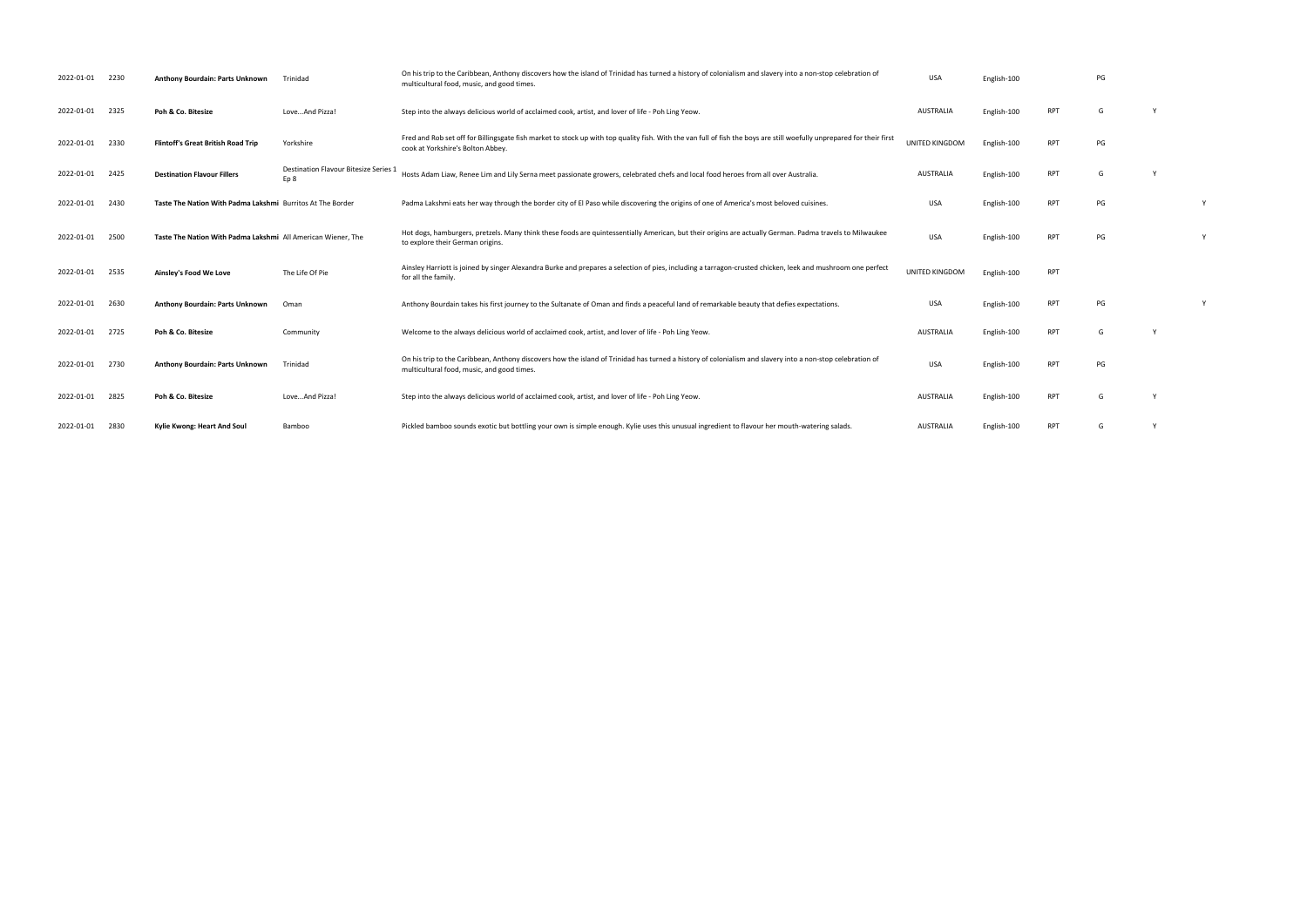| | | | | | | | | | | |
|---|---|---|---|---|---|---|---|---|---|---|
| 2022-01-01 | 2230 | **Anthony Bourdain: Parts Unknown** | Trinidad | On his trip to the Caribbean, Anthony discovers how the island of Trinidad has turned a history of colonialism and slavery into a non-stop celebration of multicultural food, music, and good times. | USA | English-100 | | PG | | |
| 2022-01-01 | 2325 | **Poh & Co. Bitesize** | Love...And Pizza! | Step into the always delicious world of acclaimed cook, artist, and lover of life - Poh Ling Yeow. | AUSTRALIA | English-100 | RPT | G | Y | |
| 2022-01-01 | 2330 | **Flintoff's Great British Road Trip** | Yorkshire | Fred and Rob set off for Billingsgate fish market to stock up with top quality fish. With the van full of fish the boys are still woefully unprepared for their first cook at Yorkshire's Bolton Abbey. | UNITED KINGDOM | English-100 | RPT | PG | | |
| 2022-01-01 | 2425 | **Destination Flavour Fillers** | Destination Flavour Bitesize Series 1 Ep 8 | Hosts Adam Liaw, Renee Lim and Lily Serna meet passionate growers, celebrated chefs and local food heroes from all over Australia. | AUSTRALIA | English-100 | RPT | G | Y | |
| 2022-01-01 | 2430 | **Taste The Nation With Padma Lakshmi** | Burritos At The Border | Padma Lakshmi eats her way through the border city of El Paso while discovering the origins of one of America's most beloved cuisines. | USA | English-100 | RPT | PG | | Y |
| 2022-01-01 | 2500 | **Taste The Nation With Padma Lakshmi** | All American Wiener, The | Hot dogs, hamburgers, pretzels. Many think these foods are quintessentially American, but their origins are actually German. Padma travels to Milwaukee to explore their German origins. | USA | English-100 | RPT | PG | | Y |
| 2022-01-01 | 2535 | **Ainsley's Food We Love** | The Life Of Pie | Ainsley Harriott is joined by singer Alexandra Burke and prepares a selection of pies, including a tarragon-crusted chicken, leek and mushroom one perfect for all the family. | UNITED KINGDOM | English-100 | RPT | | | |
| 2022-01-01 | 2630 | **Anthony Bourdain: Parts Unknown** | Oman | Anthony Bourdain takes his first journey to the Sultanate of Oman and finds a peaceful land of remarkable beauty that defies expectations. | USA | English-100 | RPT | PG | | Y |
| 2022-01-01 | 2725 | **Poh & Co. Bitesize** | Community | Welcome to the always delicious world of acclaimed cook, artist, and lover of life - Poh Ling Yeow. | AUSTRALIA | English-100 | RPT | G | Y | |
| 2022-01-01 | 2730 | **Anthony Bourdain: Parts Unknown** | Trinidad | On his trip to the Caribbean, Anthony discovers how the island of Trinidad has turned a history of colonialism and slavery into a non-stop celebration of multicultural food, music, and good times. | USA | English-100 | RPT | PG | | |
| 2022-01-01 | 2825 | **Poh & Co. Bitesize** | Love...And Pizza! | Step into the always delicious world of acclaimed cook, artist, and lover of life - Poh Ling Yeow. | AUSTRALIA | English-100 | RPT | G | Y | |
| 2022-01-01 | 2830 | **Kylie Kwong: Heart And Soul** | Bamboo | Pickled bamboo sounds exotic but bottling your own is simple enough. Kylie uses this unusual ingredient to flavour her mouth-watering salads. | AUSTRALIA | English-100 | RPT | G | Y | |